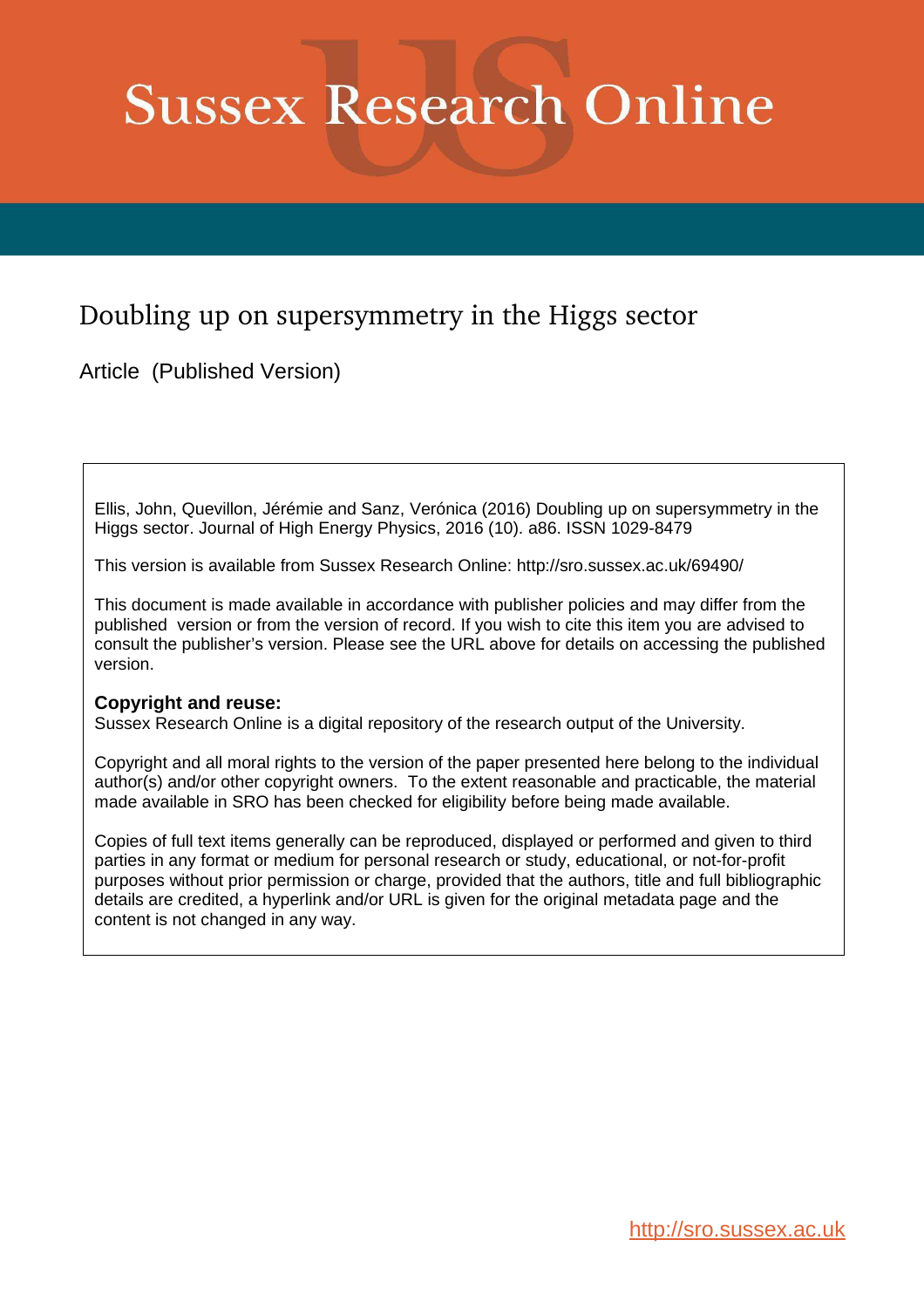# Sussex Research Online

## Doubling up on supersymmetry in the Higgs sector

Article (Published Version)

Ellis, John, Quevillon, Jérémie and Sanz, Verónica (2016) Doubling up on supersymmetry in the Higgs sector. Journal of High Energy Physics, 2016 (10). a86. ISSN 1029-8479

This version is available from Sussex Research Online: http://sro.sussex.ac.uk/69490/

This document is made available in accordance with publisher policies and may differ from the published version or from the version of record. If you wish to cite this item you are advised to consult the publisher's version. Please see the URL above for details on accessing the published version.

**Copyright and reuse:**
Sussex Research Online is a digital repository of the research output of the University.

Copyright and all moral rights to the version of the paper presented here belong to the individual author(s) and/or other copyright owners. To the extent reasonable and practicable, the material made available in SRO has been checked for eligibility before being made available.

Copies of full text items generally can be reproduced, displayed or performed and given to third parties in any format or medium for personal research or study, educational, or not-for-profit purposes without prior permission or charge, provided that the authors, title and full bibliographic details are credited, a hyperlink and/or URL is given for the original metadata page and the content is not changed in any way.

http://sro.sussex.ac.uk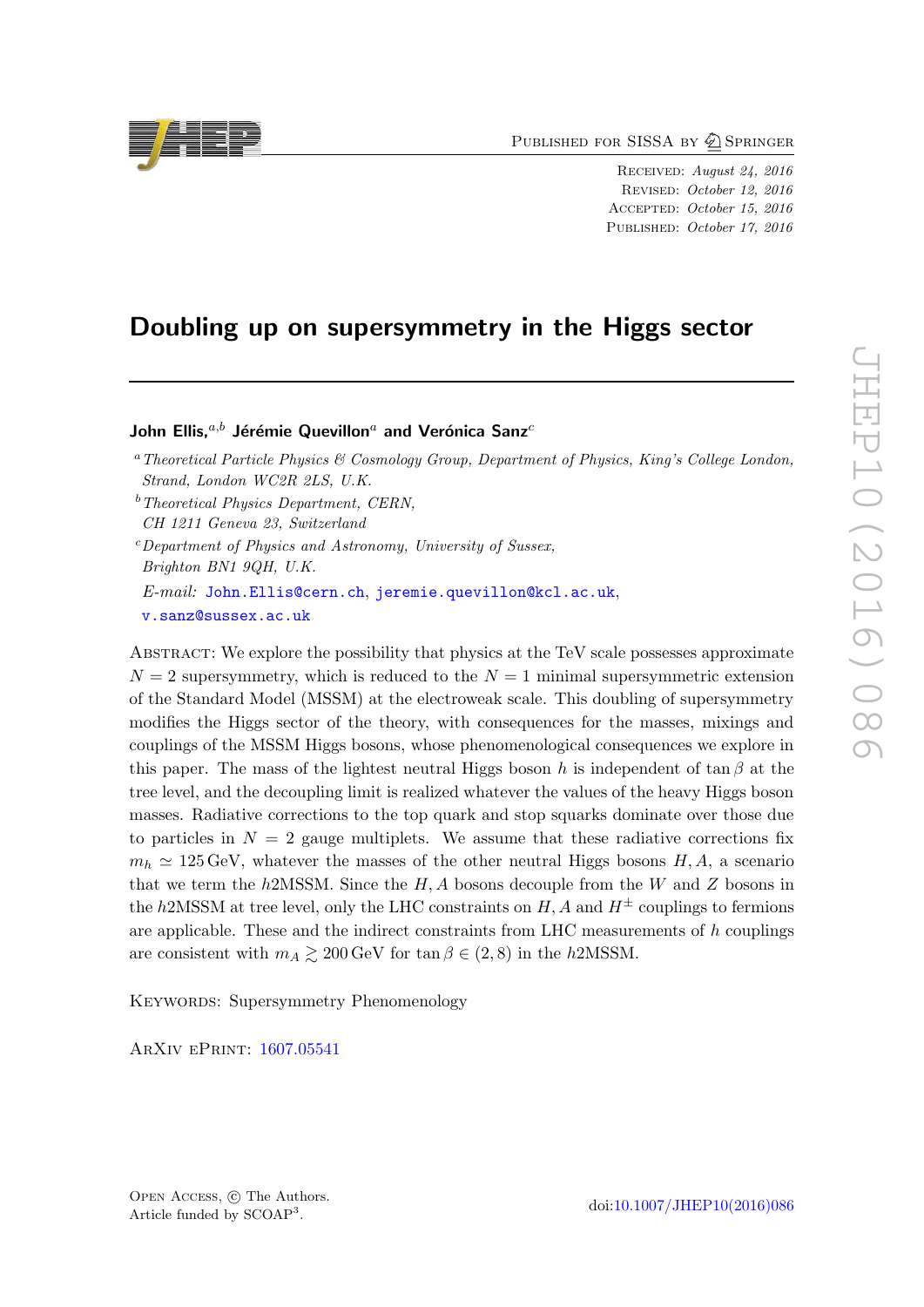# Doubling up on supersymmetry in the Higgs sector

**John Ellis,**[a,b] **Jérémie Quevillon**[a] **and Verónica Sanz**[c]

[a] *Theoretical Particle Physics & Cosmology Group, Department of Physics, King's College London, Strand, London WC2R 2LS, U.K.*

[b] *Theoretical Physics Department, CERN, CH 1211 Geneva 23, Switzerland*

[c] *Department of Physics and Astronomy, University of Sussex, Brighton BN1 9QH, U.K.*

*E-mail:* John.Ellis@cern.ch, jeremie.quevillon@kcl.ac.uk, v.sanz@sussex.ac.uk

Abstract: We explore the possibility that physics at the TeV scale possesses approximate $N = 2$ supersymmetry, which is reduced to the $N = 1$ minimal supersymmetric extension of the Standard Model (MSSM) at the electroweak scale. This doubling of supersymmetry modifies the Higgs sector of the theory, with consequences for the masses, mixings and couplings of the MSSM Higgs bosons, whose phenomenological consequences we explore in this paper. The mass of the lightest neutral Higgs boson $h$ is independent of $\tan\beta$ at the tree level, and the decoupling limit is realized whatever the values of the heavy Higgs boson masses. Radiative corrections to the top quark and stop squarks dominate over those due to particles in $N = 2$ gauge multiplets. We assume that these radiative corrections fix $m_h \simeq 125\,\text{GeV}$, whatever the masses of the other neutral Higgs bosons $H, A$, a scenario that we term the $h$2MSSM. Since the $H, A$ bosons decouple from the $W$ and $Z$ bosons in the $h$2MSSM at tree level, only the LHC constraints on $H, A$ and $H^{\pm}$ couplings to fermions are applicable. These and the indirect constraints from LHC measurements of $h$ couplings are consistent with $m_A \gtrsim 200\,\text{GeV}$ for $\tan\beta \in (2, 8)$ in the $h$2MSSM.

Keywords: Supersymmetry Phenomenology

ArXiv ePrint: 1607.05541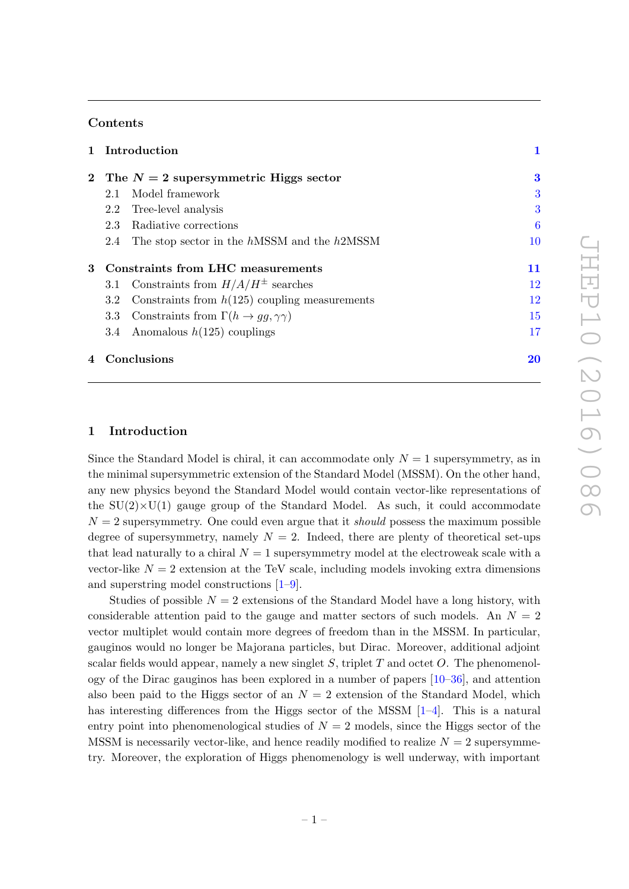## Contents

1 Introduction 1

2 The $N = 2$ supersymmetric Higgs sector 3
- 2.1 Model framework 3
- 2.2 Tree-level analysis 3
- 2.3 Radiative corrections 6
- 2.4 The stop sector in the $h$MSSM and the $h$2MSSM 10

3 Constraints from LHC measurements 11
- 3.1 Constraints from $H/A/H^{\pm}$ searches 12
- 3.2 Constraints from $h(125)$ coupling measurements 12
- 3.3 Constraints from $\Gamma(h \to gg, \gamma\gamma)$ 15
- 3.4 Anomalous $h(125)$ couplings 17

4 Conclusions 20

# 1 Introduction

Since the Standard Model is chiral, it can accommodate only $N = 1$ supersymmetry, as in the minimal supersymmetric extension of the Standard Model (MSSM). On the other hand, any new physics beyond the Standard Model would contain vector-like representations of the SU(2)×U(1) gauge group of the Standard Model. As such, it could accommodate $N = 2$ supersymmetry. One could even argue that it *should* possess the maximum possible degree of supersymmetry, namely $N = 2$. Indeed, there are plenty of theoretical set-ups that lead naturally to a chiral $N = 1$ supersymmetry model at the electroweak scale with a vector-like $N = 2$ extension at the TeV scale, including models invoking extra dimensions and superstring model constructions [1–9].

Studies of possible $N = 2$ extensions of the Standard Model have a long history, with considerable attention paid to the gauge and matter sectors of such models. An $N = 2$ vector multiplet would contain more degrees of freedom than in the MSSM. In particular, gauginos would no longer be Majorana particles, but Dirac. Moreover, additional adjoint scalar fields would appear, namely a new singlet $S$, triplet $T$ and octet $O$. The phenomenology of the Dirac gauginos has been explored in a number of papers [10–36], and attention also been paid to the Higgs sector of an $N = 2$ extension of the Standard Model, which has interesting differences from the Higgs sector of the MSSM [1–4]. This is a natural entry point into phenomenological studies of $N = 2$ models, since the Higgs sector of the MSSM is necessarily vector-like, and hence readily modified to realize $N = 2$ supersymmetry. Moreover, the exploration of Higgs phenomenology is well underway, with important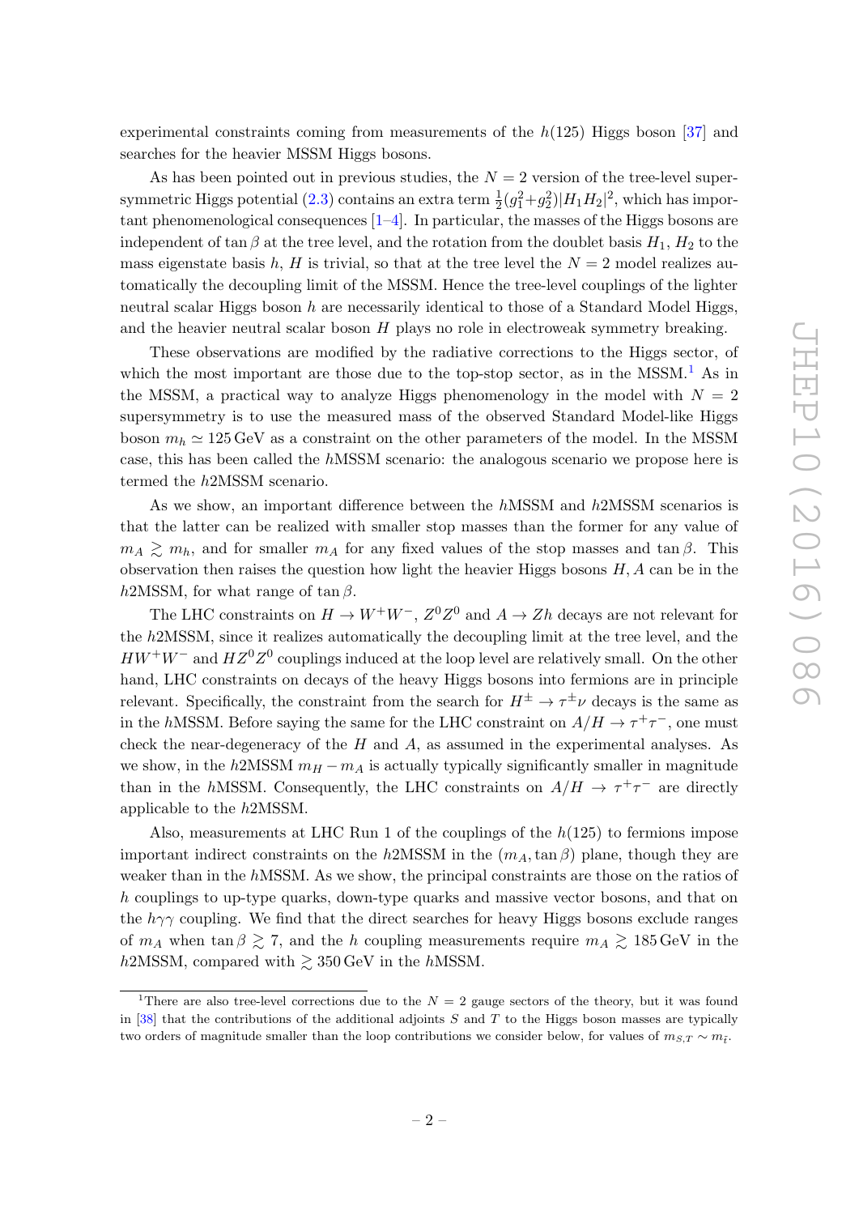experimental constraints coming from measurements of the $h(125)$ Higgs boson [37] and searches for the heavier MSSM Higgs bosons.

As has been pointed out in previous studies, the $N = 2$ version of the tree-level supersymmetric Higgs potential (2.3) contains an extra term $\frac{1}{2}(g_1^2+g_2^2)|H_1 H_2|^2$, which has important phenomenological consequences [1–4]. In particular, the masses of the Higgs bosons are independent of $\tan\beta$ at the tree level, and the rotation from the doublet basis $H_1$, $H_2$ to the mass eigenstate basis $h$, $H$ is trivial, so that at the tree level the $N = 2$ model realizes automatically the decoupling limit of the MSSM. Hence the tree-level couplings of the lighter neutral scalar Higgs boson $h$ are necessarily identical to those of a Standard Model Higgs, and the heavier neutral scalar boson $H$ plays no role in electroweak symmetry breaking.

These observations are modified by the radiative corrections to the Higgs sector, of which the most important are those due to the top-stop sector, as in the MSSM.[1] As in the MSSM, a practical way to analyze Higgs phenomenology in the model with $N = 2$ supersymmetry is to use the measured mass of the observed Standard Model-like Higgs boson $m_h \simeq 125\,\text{GeV}$ as a constraint on the other parameters of the model. In the MSSM case, this has been called the $h$MSSM scenario: the analogous scenario we propose here is termed the $h$2MSSM scenario.

As we show, an important difference between the $h$MSSM and $h$2MSSM scenarios is that the latter can be realized with smaller stop masses than the former for any value of $m_A \gtrsim m_h$, and for smaller $m_A$ for any fixed values of the stop masses and $\tan\beta$. This observation then raises the question how light the heavier Higgs bosons $H, A$ can be in the $h$2MSSM, for what range of $\tan\beta$.

The LHC constraints on $H \to W^+W^-$, $Z^0Z^0$ and $A \to Zh$ decays are not relevant for the $h$2MSSM, since it realizes automatically the decoupling limit at the tree level, and the $HW^+W^-$ and $HZ^0Z^0$ couplings induced at the loop level are relatively small. On the other hand, LHC constraints on decays of the heavy Higgs bosons into fermions are in principle relevant. Specifically, the constraint from the search for $H^\pm \to \tau^\pm\nu$ decays is the same as in the $h$MSSM. Before saying the same for the LHC constraint on $A/H \to \tau^+\tau^-$, one must check the near-degeneracy of the $H$ and $A$, as assumed in the experimental analyses. As we show, in the $h$2MSSM $m_H - m_A$ is actually typically significantly smaller in magnitude than in the $h$MSSM. Consequently, the LHC constraints on $A/H \to \tau^+\tau^-$ are directly applicable to the $h$2MSSM.

Also, measurements at LHC Run 1 of the couplings of the $h(125)$ to fermions impose important indirect constraints on the $h$2MSSM in the $(m_A, \tan\beta)$ plane, though they are weaker than in the $h$MSSM. As we show, the principal constraints are those on the ratios of $h$ couplings to up-type quarks, down-type quarks and massive vector bosons, and that on the $h\gamma\gamma$ coupling. We find that the direct searches for heavy Higgs bosons exclude ranges of $m_A$ when $\tan\beta \gtrsim 7$, and the $h$ coupling measurements require $m_A \gtrsim 185\,\text{GeV}$ in the $h$2MSSM, compared with $\gtrsim 350\,\text{GeV}$ in the $h$MSSM.

[1] There are also tree-level corrections due to the $N = 2$ gauge sectors of the theory, but it was found in [38] that the contributions of the additional adjoints $S$ and $T$ to the Higgs boson masses are typically two orders of magnitude smaller than the loop contributions we consider below, for values of $m_{S,T} \sim m_{\tilde{t}}$.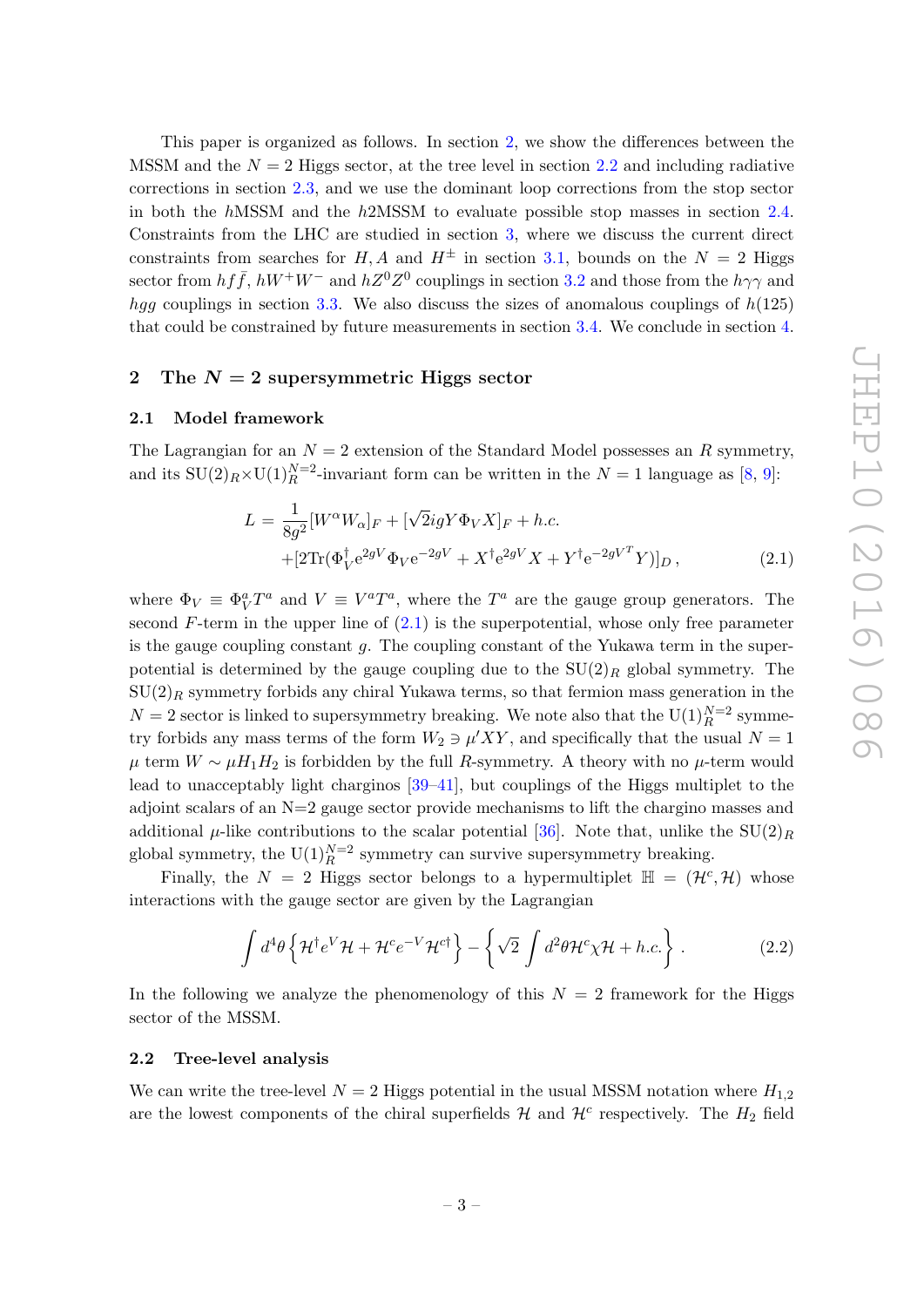This paper is organized as follows. In section 2, we show the differences between the MSSM and the $N = 2$ Higgs sector, at the tree level in section 2.2 and including radiative corrections in section 2.3, and we use the dominant loop corrections from the stop sector in both the $h$MSSM and the $h$2MSSM to evaluate possible stop masses in section 2.4. Constraints from the LHC are studied in section 3, where we discuss the current direct constraints from searches for $H, A$ and $H^\pm$ in section 3.1, bounds on the $N = 2$ Higgs sector from $hf\bar{f}$, $hW^+W^-$ and $hZ^0Z^0$ couplings in section 3.2 and those from the $h\gamma\gamma$ and $hgg$ couplings in section 3.3. We also discuss the sizes of anomalous couplings of $h(125)$ that could be constrained by future measurements in section 3.4. We conclude in section 4.

## 2 The $N = 2$ supersymmetric Higgs sector

### 2.1 Model framework

The Lagrangian for an $N = 2$ extension of the Standard Model possesses an $R$ symmetry, and its $\mathrm{SU}(2)_R \times \mathrm{U}(1)_R^{N=2}$-invariant form can be written in the $N = 1$ language as [8, 9]:

$$
\begin{aligned}
L = & \frac{1}{8g^2}[W^\alpha W_\alpha]_F + [\sqrt{2} i g Y \Phi_V X]_F + h.c. \\
& + [2\mathrm{Tr}(\Phi_V^\dagger \mathrm{e}^{2gV} \Phi_V \mathrm{e}^{-2gV} + X^\dagger \mathrm{e}^{2gV} X + Y^\dagger \mathrm{e}^{-2gV^T} Y)]_D \,,
\end{aligned}
\tag{2.1}
$$

where $\Phi_V \equiv \Phi_V^a T^a$ and $V \equiv V^a T^a$, where the $T^a$ are the gauge group generators. The second $F$-term in the upper line of (2.1) is the superpotential, whose only free parameter is the gauge coupling constant $g$. The coupling constant of the Yukawa term in the superpotential is determined by the gauge coupling due to the $\mathrm{SU}(2)_R$ global symmetry. The $\mathrm{SU}(2)_R$ symmetry forbids any chiral Yukawa terms, so that fermion mass generation in the $N = 2$ sector is linked to supersymmetry breaking. We note also that the $\mathrm{U}(1)_R^{N=2}$ symmetry forbids any mass terms of the form $W_2 \ni \mu' XY$, and specifically that the usual $N = 1$ $\mu$ term $W \sim \mu H_1 H_2$ is forbidden by the full $R$-symmetry. A theory with no $\mu$-term would lead to unacceptably light charginos [39–41], but couplings of the Higgs multiplet to the adjoint scalars of an N=2 gauge sector provide mechanisms to lift the chargino masses and additional $\mu$-like contributions to the scalar potential [36]. Note that, unlike the $\mathrm{SU}(2)_R$ global symmetry, the $\mathrm{U}(1)_R^{N=2}$ symmetry can survive supersymmetry breaking.

Finally, the $N = 2$ Higgs sector belongs to a hypermultiplet $\mathbb{H} = (\mathcal{H}^c, \mathcal{H})$ whose interactions with the gauge sector are given by the Lagrangian

$$
\int d^4\theta \left\{ \mathcal{H}^\dagger e^V \mathcal{H} + \mathcal{H}^c e^{-V} \mathcal{H}^{c\dagger} \right\} - \left\{ \sqrt{2} \int d^2\theta \mathcal{H}^c \chi \mathcal{H} + h.c. \right\} .
\tag{2.2}
$$

In the following we analyze the phenomenology of this $N = 2$ framework for the Higgs sector of the MSSM.

### 2.2 Tree-level analysis

We can write the tree-level $N = 2$ Higgs potential in the usual MSSM notation where $H_{1,2}$ are the lowest components of the chiral superfields $\mathcal{H}$ and $\mathcal{H}^c$ respectively. The $H_2$ field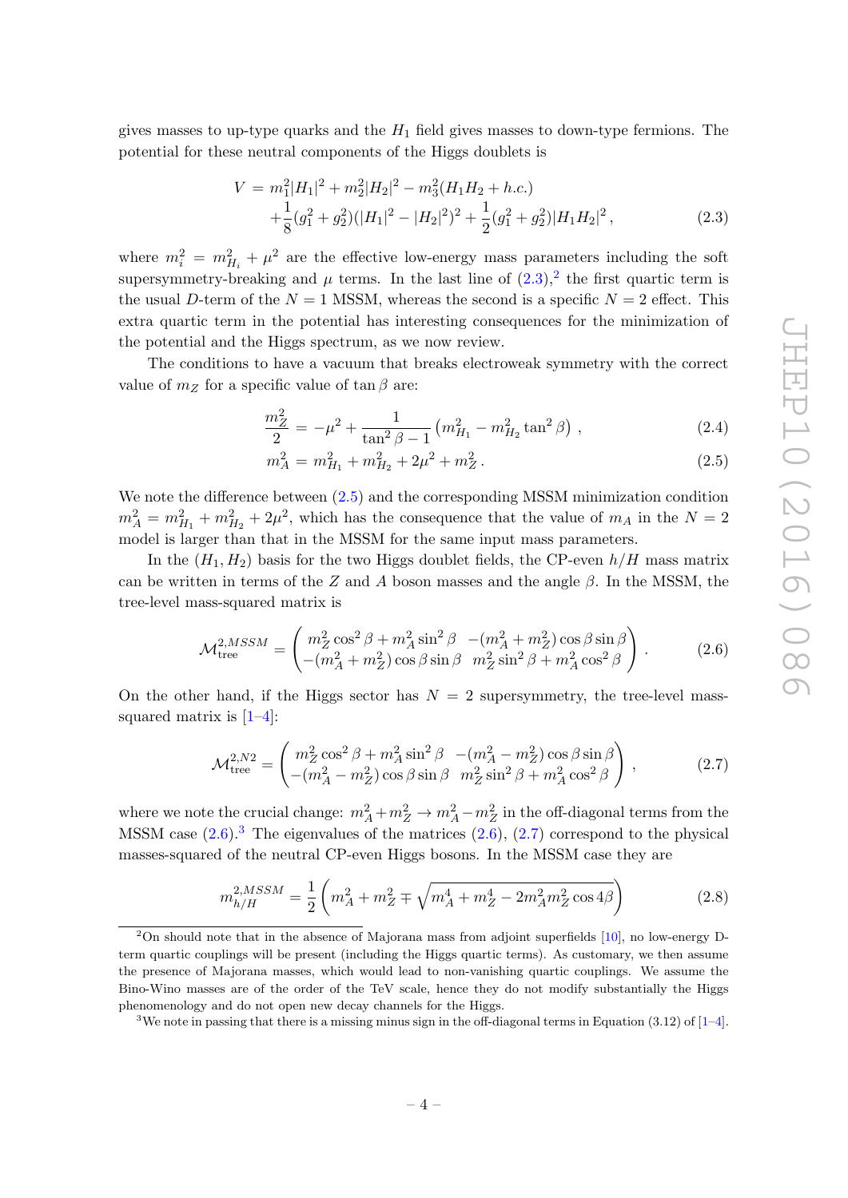gives masses to up-type quarks and the $H_1$ field gives masses to down-type fermions. The potential for these neutral components of the Higgs doublets is

$$
\begin{aligned}
V &= m_1^2|H_1|^2 + m_2^2|H_2|^2 - m_3^2(H_1H_2 + h.c.) \\
&+ \frac{1}{8}(g_1^2+g_2^2)(|H_1|^2 - |H_2|^2)^2 + \frac{1}{2}(g_1^2+g_2^2)|H_1H_2|^2\,,
\end{aligned} \tag{2.3}
$$

where $m_i^2 = m_{H_i}^2 + \mu^2$ are the effective low-energy mass parameters including the soft supersymmetry-breaking and $\mu$ terms. In the last line of (2.3),[2] the first quartic term is the usual $D$-term of the $N=1$ MSSM, whereas the second is a specific $N=2$ effect. This extra quartic term in the potential has interesting consequences for the minimization of the potential and the Higgs spectrum, as we now review.

The conditions to have a vacuum that breaks electroweak symmetry with the correct value of $m_Z$ for a specific value of $\tan\beta$ are:

$$
\frac{m_Z^2}{2} = -\mu^2 + \frac{1}{\tan^2\beta - 1}\left(m_{H_1}^2 - m_{H_2}^2\tan^2\beta\right)\,, \tag{2.4}
$$

$$
m_A^2 = m_{H_1}^2 + m_{H_2}^2 + 2\mu^2 + m_Z^2\,. \tag{2.5}
$$

We note the difference between (2.5) and the corresponding MSSM minimization condition $m_A^2 = m_{H_1}^2 + m_{H_2}^2 + 2\mu^2$, which has the consequence that the value of $m_A$ in the $N=2$ model is larger than that in the MSSM for the same input mass parameters.

In the $(H_1, H_2)$ basis for the two Higgs doublet fields, the CP-even $h/H$ mass matrix can be written in terms of the $Z$ and $A$ boson masses and the angle $\beta$. In the MSSM, the tree-level mass-squared matrix is

$$
\mathcal{M}^{2,MSSM}_{\rm tree} = \begin{pmatrix} m_Z^2\cos^2\beta + m_A^2\sin^2\beta & -(m_A^2+m_Z^2)\cos\beta\sin\beta \\ -(m_A^2+m_Z^2)\cos\beta\sin\beta & m_Z^2\sin^2\beta + m_A^2\cos^2\beta \end{pmatrix}. \tag{2.6}
$$

On the other hand, if the Higgs sector has $N=2$ supersymmetry, the tree-level mass-squared matrix is [1–4]:

$$
\mathcal{M}^{2,N2}_{\rm tree} = \begin{pmatrix} m_Z^2\cos^2\beta + m_A^2\sin^2\beta & -(m_A^2-m_Z^2)\cos\beta\sin\beta \\ -(m_A^2-m_Z^2)\cos\beta\sin\beta & m_Z^2\sin^2\beta + m_A^2\cos^2\beta \end{pmatrix}, \tag{2.7}
$$

where we note the crucial change: $m_A^2 + m_Z^2 \to m_A^2 - m_Z^2$ in the off-diagonal terms from the MSSM case (2.6).[3] The eigenvalues of the matrices (2.6), (2.7) correspond to the physical masses-squared of the neutral CP-even Higgs bosons. In the MSSM case they are

$$
m_{h/H}^{2,MSSM} = \frac{1}{2}\left(m_A^2 + m_Z^2 \mp \sqrt{m_A^4 + m_Z^4 - 2m_A^2 m_Z^2\cos 4\beta}\right) \tag{2.8}
$$

---

[2] On should note that in the absence of Majorana mass from adjoint superfields [10], no low-energy D-term quartic couplings will be present (including the Higgs quartic terms). As customary, we then assume the presence of Majorana masses, which would lead to non-vanishing quartic couplings. We assume the Bino-Wino masses are of the order of the TeV scale, hence they do not modify substantially the Higgs phenomenology and do not open new decay channels for the Higgs.

[3] We note in passing that there is a missing minus sign in the off-diagonal terms in Equation (3.12) of [1–4].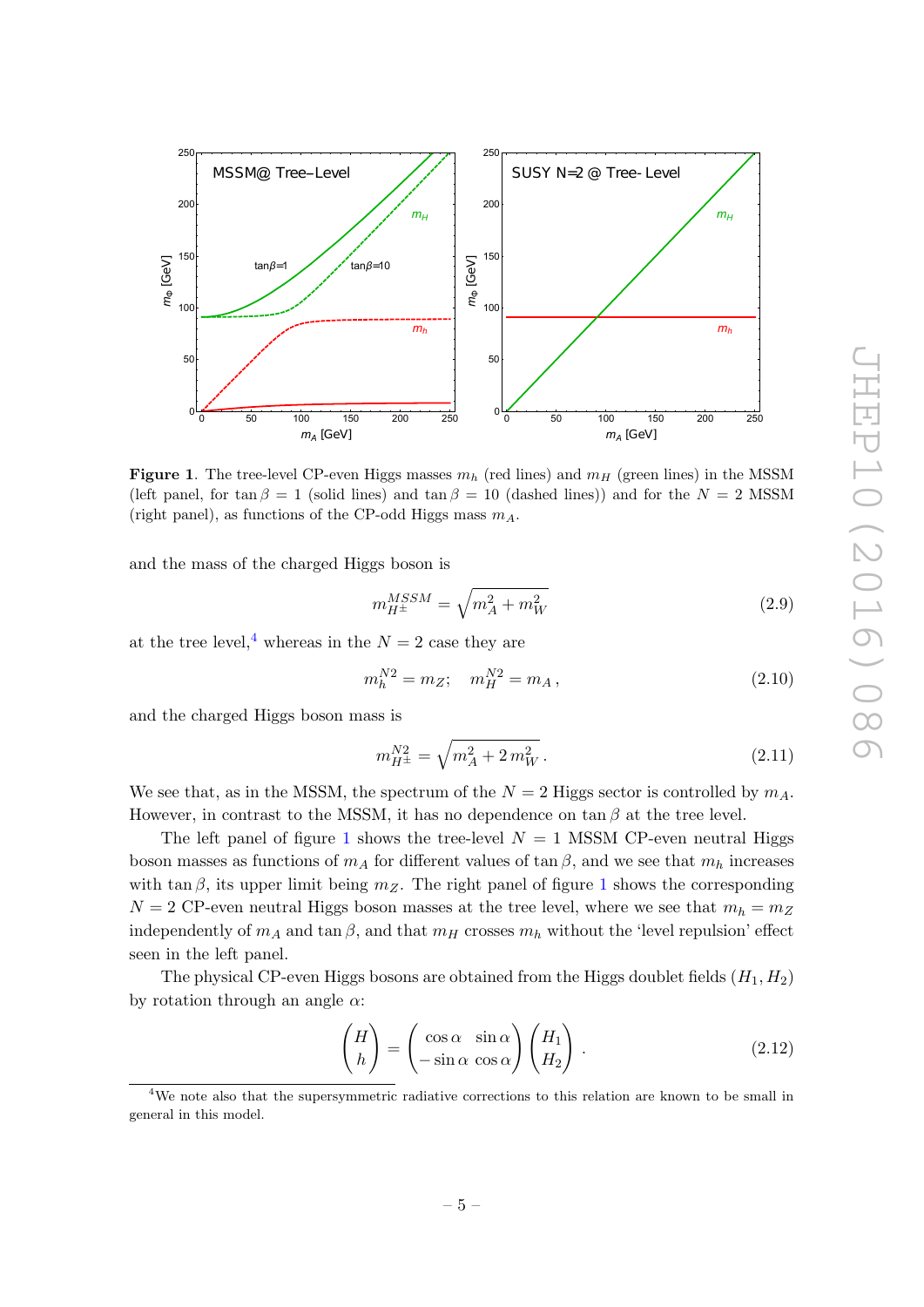**Figure 1**. The tree-level CP-even Higgs masses $m_h$ (red lines) and $m_H$ (green lines) in the MSSM (left panel, for $\tan\beta = 1$ (solid lines) and $\tan\beta = 10$ (dashed lines)) and for the $N = 2$ MSSM (right panel), as functions of the CP-odd Higgs mass $m_A$.

and the mass of the charged Higgs boson is

$$m_{H^\pm}^{MSSM} = \sqrt{m_A^2 + m_W^2} \tag{2.9}$$

at the tree level,[4] whereas in the $N = 2$ case they are

$$m_h^{N2} = m_Z; \quad m_H^{N2} = m_A\,, \tag{2.10}$$

and the charged Higgs boson mass is

$$m_{H^\pm}^{N2} = \sqrt{m_A^2 + 2\,m_W^2}\,. \tag{2.11}$$

We see that, as in the MSSM, the spectrum of the $N = 2$ Higgs sector is controlled by $m_A$. However, in contrast to the MSSM, it has no dependence on $\tan\beta$ at the tree level.

The left panel of figure 1 shows the tree-level $N = 1$ MSSM CP-even neutral Higgs boson masses as functions of $m_A$ for different values of $\tan\beta$, and we see that $m_h$ increases with $\tan\beta$, its upper limit being $m_Z$. The right panel of figure 1 shows the corresponding $N = 2$ CP-even neutral Higgs boson masses at the tree level, where we see that $m_h = m_Z$ independently of $m_A$ and $\tan\beta$, and that $m_H$ crosses $m_h$ without the 'level repulsion' effect seen in the left panel.

The physical CP-even Higgs bosons are obtained from the Higgs doublet fields $(H_1, H_2)$ by rotation through an angle $\alpha$:

$$\begin{pmatrix} H \\ h \end{pmatrix} = \begin{pmatrix} \cos\alpha & \sin\alpha \\ -\sin\alpha & \cos\alpha \end{pmatrix} \begin{pmatrix} H_1 \\ H_2 \end{pmatrix}\,. \tag{2.12}$$

[4]We note also that the supersymmetric radiative corrections to this relation are known to be small in general in this model.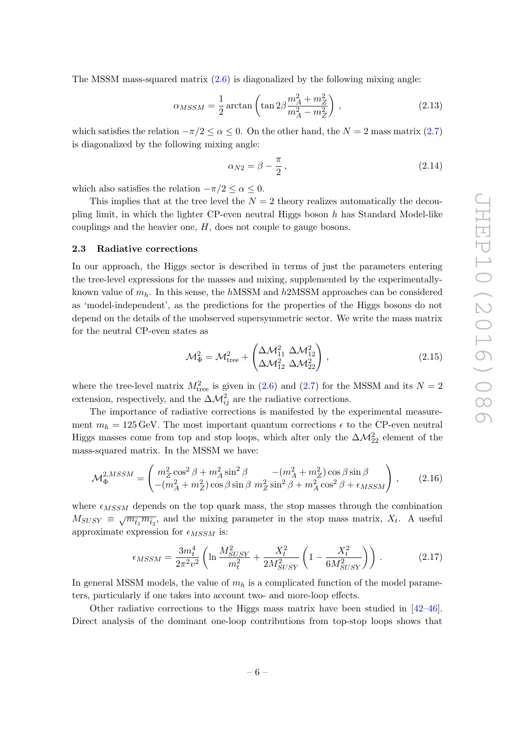The MSSM mass-squared matrix (2.6) is diagonalized by the following mixing angle:

$$\alpha_{MSSM} = \frac{1}{2} \arctan\left( \tan 2\beta \frac{m_A^2 + m_Z^2}{m_A^2 - m_Z^2} \right) , \tag{2.13}$$

which satisfies the relation $-\pi/2 \leq \alpha \leq 0$. On the other hand, the $N = 2$ mass matrix (2.7) is diagonalized by the following mixing angle:

$$\alpha_{N2} = \beta - \frac{\pi}{2} , \tag{2.14}$$

which also satisfies the relation $-\pi/2 \leq \alpha \leq 0$.

This implies that at the tree level the $N = 2$ theory realizes automatically the decoupling limit, in which the lighter CP-even neutral Higgs boson $h$ has Standard Model-like couplings and the heavier one, $H$, does not couple to gauge bosons.

### 2.3 Radiative corrections

In our approach, the Higgs sector is described in terms of just the parameters entering the tree-level expressions for the masses and mixing, supplemented by the experimentally-known value of $m_h$. In this sense, the $h$MSSM and $h$2MSSM approaches can be considered as 'model-independent', as the predictions for the properties of the Higgs bosons do not depend on the details of the unobserved supersymmetric sector. We write the mass matrix for the neutral CP-even states as

$$\mathcal{M}_\Phi^2 = \mathcal{M}_{\rm tree}^2 + \begin{pmatrix} \Delta\mathcal{M}_{11}^2 & \Delta\mathcal{M}_{12}^2 \\ \Delta\mathcal{M}_{12}^2 & \Delta\mathcal{M}_{22}^2 \end{pmatrix} , \tag{2.15}$$

where the tree-level matrix $M_{\rm tree}^2$ is given in (2.6) and (2.7) for the MSSM and its $N = 2$ extension, respectively, and the $\Delta\mathcal{M}_{ij}^2$ are the radiative corrections.

The importance of radiative corrections is manifested by the experimental measurement $m_h = 125\,\text{GeV}$. The most important quantum corrections $\epsilon$ to the CP-even neutral Higgs masses come from top and stop loops, which alter only the $\Delta\mathcal{M}_{22}^2$ element of the mass-squared matrix. In the MSSM we have:

$$\mathcal{M}_\Phi^{2,MSSM} = \begin{pmatrix} m_Z^2 \cos^2\beta + m_A^2 \sin^2\beta & -(m_A^2 + m_Z^2)\cos\beta \sin\beta \\ -(m_A^2 + m_Z^2)\cos\beta \sin\beta & m_Z^2 \sin^2\beta + m_A^2 \cos^2\beta + \epsilon_{MSSM} \end{pmatrix} , \tag{2.16}$$

where $\epsilon_{MSSM}$ depends on the top quark mass, the stop masses through the combination $M_{SUSY} \equiv \sqrt{m_{\tilde{t}_1} m_{\tilde{t}_2}}$, and the mixing parameter in the stop mass matrix, $X_t$. A useful approximate expression for $\epsilon_{MSSM}$ is:

$$\epsilon_{MSSM} = \frac{3m_t^4}{2\pi^2 v^2} \left( \ln \frac{M_{SUSY}^2}{m_t^2} + \frac{X_t^2}{2M_{SUSY}^2} \left( 1 - \frac{X_t^2}{6M_{SUSY}^2} \right) \right) . \tag{2.17}$$

In general MSSM models, the value of $m_h$ is a complicated function of the model parameters, particularly if one takes into account two- and more-loop effects.

Other radiative corrections to the Higgs mass matrix have been studied in [42–46]. Direct analysis of the dominant one-loop contributions from top-stop loops shows that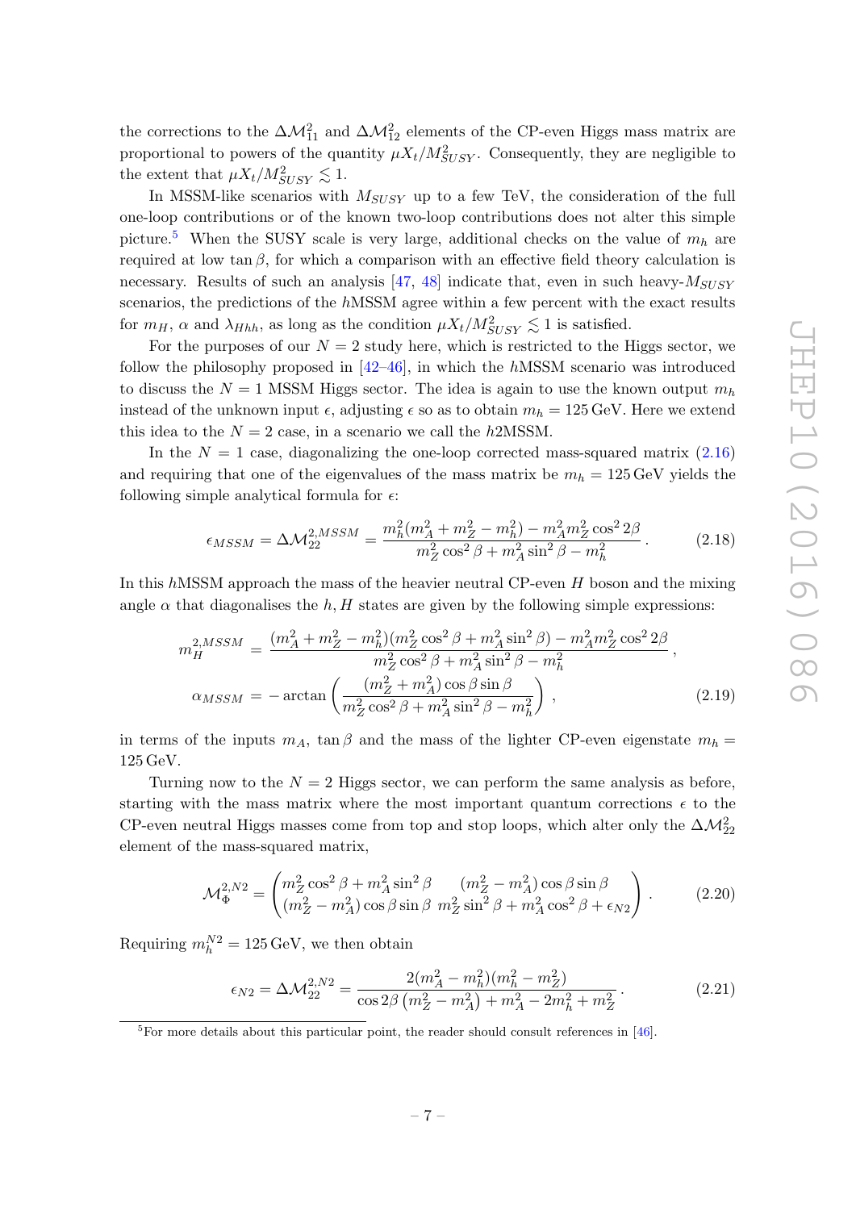the corrections to the $\Delta\mathcal{M}^2_{11}$ and $\Delta\mathcal{M}^2_{12}$ elements of the CP-even Higgs mass matrix are proportional to powers of the quantity $\mu X_t/M^2_{SUSY}$. Consequently, they are negligible to the extent that $\mu X_t/M^2_{SUSY} \lesssim 1$.

In MSSM-like scenarios with $M_{SUSY}$ up to a few TeV, the consideration of the full one-loop contributions or of the known two-loop contributions does not alter this simple picture.[5] When the SUSY scale is very large, additional checks on the value of $m_h$ are required at low $\tan\beta$, for which a comparison with an effective field theory calculation is necessary. Results of such an analysis [47, 48] indicate that, even in such heavy-$M_{SUSY}$ scenarios, the predictions of the $h$MSSM agree within a few percent with the exact results for $m_H$, $\alpha$ and $\lambda_{Hhh}$, as long as the condition $\mu X_t/M^2_{SUSY} \lesssim 1$ is satisfied.

For the purposes of our $N = 2$ study here, which is restricted to the Higgs sector, we follow the philosophy proposed in [42–46], in which the $h$MSSM scenario was introduced to discuss the $N = 1$ MSSM Higgs sector. The idea is again to use the known output $m_h$ instead of the unknown input $\epsilon$, adjusting $\epsilon$ so as to obtain $m_h = 125$ GeV. Here we extend this idea to the $N = 2$ case, in a scenario we call the $h$2MSSM.

In the $N = 1$ case, diagonalizing the one-loop corrected mass-squared matrix (2.16) and requiring that one of the eigenvalues of the mass matrix be $m_h = 125$ GeV yields the following simple analytical formula for $\epsilon$:

$$\epsilon_{MSSM} = \Delta\mathcal{M}^{2,MSSM}_{22} = \frac{m_h^2(m_A^2 + m_Z^2 - m_h^2) - m_A^2 m_Z^2 \cos^2 2\beta}{m_Z^2 \cos^2\beta + m_A^2 \sin^2\beta - m_h^2}\,. \tag{2.18}$$

In this $h$MSSM approach the mass of the heavier neutral CP-even $H$ boson and the mixing angle $\alpha$ that diagonalises the $h, H$ states are given by the following simple expressions:

$$\begin{aligned} m_H^{2,MSSM} &= \frac{(m_A^2 + m_Z^2 - m_h^2)(m_Z^2 \cos^2\beta + m_A^2 \sin^2\beta) - m_A^2 m_Z^2 \cos^2 2\beta}{m_Z^2 \cos^2\beta + m_A^2 \sin^2\beta - m_h^2}\,, \\ \alpha_{MSSM} &= -\arctan\left(\frac{(m_Z^2 + m_A^2)\cos\beta\sin\beta}{m_Z^2\cos^2\beta + m_A^2\sin^2\beta - m_h^2}\right)\,, \end{aligned} \tag{2.19}$$

in terms of the inputs $m_A$, $\tan\beta$ and the mass of the lighter CP-even eigenstate $m_h = 125$ GeV.

Turning now to the $N = 2$ Higgs sector, we can perform the same analysis as before, starting with the mass matrix where the most important quantum corrections $\epsilon$ to the CP-even neutral Higgs masses come from top and stop loops, which alter only the $\Delta\mathcal{M}^2_{22}$ element of the mass-squared matrix,

$$\mathcal{M}^{2,N2}_{\Phi} = \begin{pmatrix} m_Z^2\cos^2\beta + m_A^2\sin^2\beta & (m_Z^2 - m_A^2)\cos\beta\sin\beta \\ (m_Z^2 - m_A^2)\cos\beta\sin\beta & m_Z^2\sin^2\beta + m_A^2\cos^2\beta + \epsilon_{N2} \end{pmatrix}\,. \tag{2.20}$$

Requiring $m_h^{N2} = 125$ GeV, we then obtain

$$\epsilon_{N2} = \Delta\mathcal{M}^{2,N2}_{22} = \frac{2(m_A^2 - m_h^2)(m_h^2 - m_Z^2)}{\cos 2\beta\left(m_Z^2 - m_A^2\right) + m_A^2 - 2m_h^2 + m_Z^2}\,. \tag{2.21}$$

---

[5] For more details about this particular point, the reader should consult references in [46].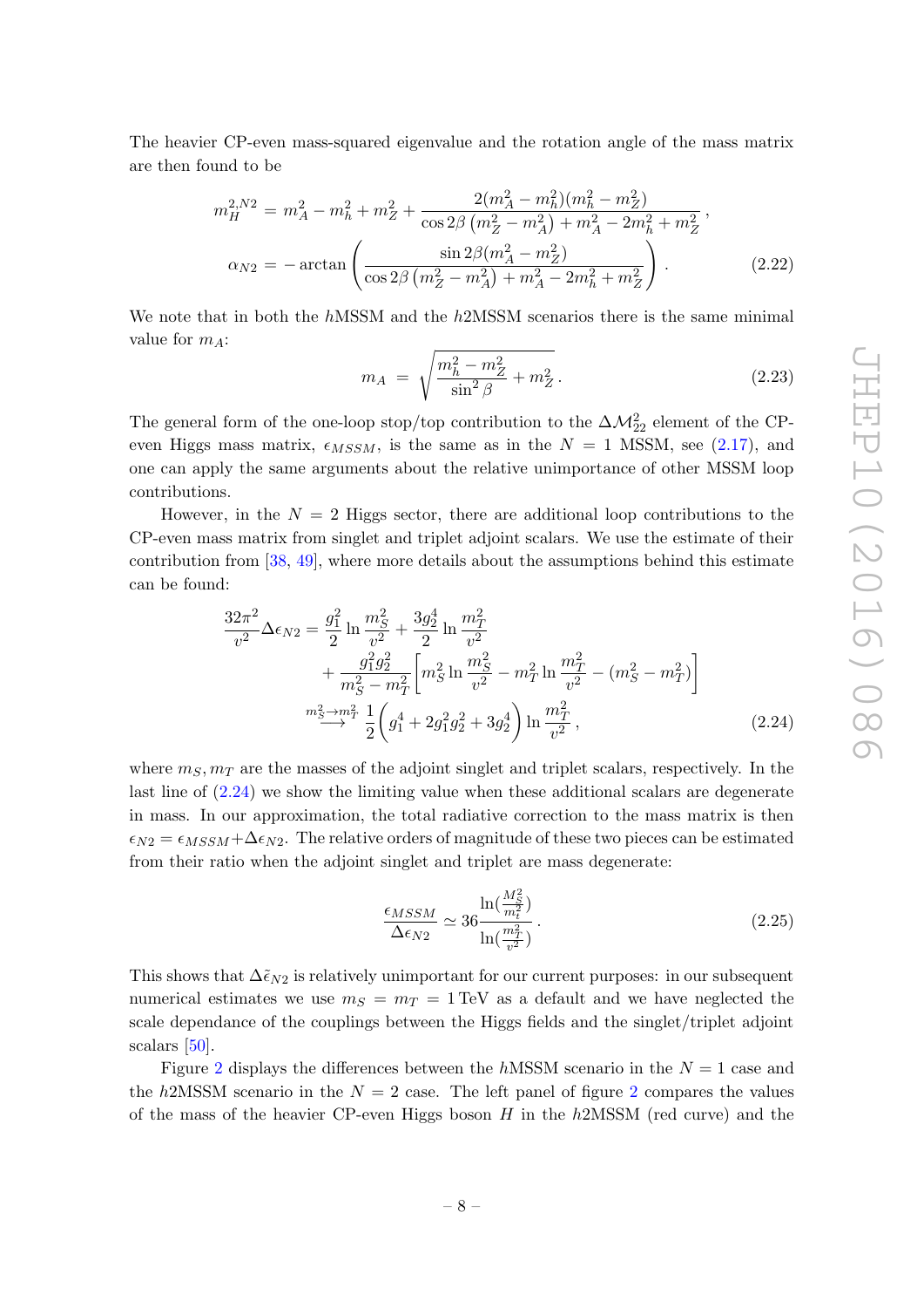The heavier CP-even mass-squared eigenvalue and the rotation angle of the mass matrix are then found to be

$$
\begin{aligned}
m_H^{2,N2} &= m_A^2 - m_h^2 + m_Z^2 + \frac{2(m_A^2 - m_h^2)(m_h^2 - m_Z^2)}{\cos 2\beta \left(m_Z^2 - m_A^2\right) + m_A^2 - 2m_h^2 + m_Z^2}\,, \\
\alpha_{N2} &= -\arctan\left(\frac{\sin 2\beta (m_A^2 - m_Z^2)}{\cos 2\beta \left(m_Z^2 - m_A^2\right) + m_A^2 - 2m_h^2 + m_Z^2}\right). 
\end{aligned}
\tag{2.22}
$$

We note that in both the $h$MSSM and the $h$2MSSM scenarios there is the same minimal value for $m_A$:

$$
m_A \;=\; \sqrt{\frac{m_h^2 - m_Z^2}{\sin^2\beta} + m_Z^2}\,. \tag{2.23}
$$

The general form of the one-loop stop/top contribution to the $\Delta\mathcal{M}^2_{22}$ element of the CP-even Higgs mass matrix, $\epsilon_{MSSM}$, is the same as in the $N = 1$ MSSM, see (2.17), and one can apply the same arguments about the relative unimportance of other MSSM loop contributions.

However, in the $N = 2$ Higgs sector, there are additional loop contributions to the CP-even mass matrix from singlet and triplet adjoint scalars. We use the estimate of their contribution from [38, 49], where more details about the assumptions behind this estimate can be found:

$$
\begin{aligned}
\frac{32\pi^2}{v^2}\Delta\epsilon_{N2} &= \frac{g_1^2}{2}\ln\frac{m_S^2}{v^2} + \frac{3g_2^4}{2}\ln\frac{m_T^2}{v^2} \\
&\quad + \frac{g_1^2 g_2^2}{m_S^2 - m_T^2}\left[m_S^2 \ln\frac{m_S^2}{v^2} - m_T^2 \ln\frac{m_T^2}{v^2} - (m_S^2 - m_T^2)\right] \\
&\overset{m_S^2\to m_T^2}{\longrightarrow} \frac{1}{2}\left(g_1^4 + 2g_1^2 g_2^2 + 3g_2^4\right)\ln\frac{m_T^2}{v^2}\,,
\end{aligned}
\tag{2.24}
$$

where $m_S, m_T$ are the masses of the adjoint singlet and triplet scalars, respectively. In the last line of (2.24) we show the limiting value when these additional scalars are degenerate in mass. In our approximation, the total radiative correction to the mass matrix is then $\epsilon_{N2} = \epsilon_{MSSM} + \Delta\epsilon_{N2}$. The relative orders of magnitude of these two pieces can be estimated from their ratio when the adjoint singlet and triplet are mass degenerate:

$$
\frac{\epsilon_{MSSM}}{\Delta\epsilon_{N2}} \simeq 36\frac{\ln(\frac{M_S^2}{m_t^2})}{\ln(\frac{m_T^2}{v^2})}\,. \tag{2.25}
$$

This shows that $\Delta\tilde{\epsilon}_{N2}$ is relatively unimportant for our current purposes: in our subsequent numerical estimates we use $m_S = m_T = 1\,\text{TeV}$ as a default and we have neglected the scale dependance of the couplings between the Higgs fields and the singlet/triplet adjoint scalars [50].

Figure 2 displays the differences between the $h$MSSM scenario in the $N = 1$ case and the $h$2MSSM scenario in the $N = 2$ case. The left panel of figure 2 compares the values of the mass of the heavier CP-even Higgs boson $H$ in the $h$2MSSM (red curve) and the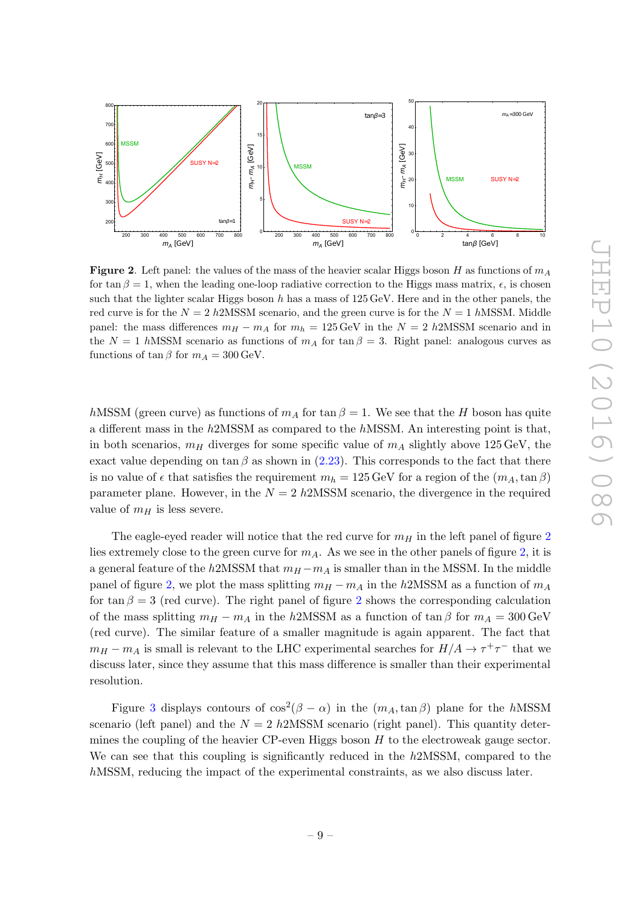**Figure 2**. Left panel: the values of the mass of the heavier scalar Higgs boson $H$ as functions of $m_A$ for $\tan\beta = 1$, when the leading one-loop radiative correction to the Higgs mass matrix, $\epsilon$, is chosen such that the lighter scalar Higgs boson $h$ has a mass of 125 GeV. Here and in the other panels, the red curve is for the $N = 2$ $h$2MSSM scenario, and the green curve is for the $N = 1$ $h$MSSM. Middle panel: the mass differences $m_H - m_A$ for $m_h = 125$ GeV in the $N = 2$ $h$2MSSM scenario and in the $N = 1$ $h$MSSM scenario as functions of $m_A$ for $\tan\beta = 3$. Right panel: analogous curves as functions of $\tan\beta$ for $m_A = 300$ GeV.

$h$MSSM (green curve) as functions of $m_A$ for $\tan\beta = 1$. We see that the $H$ boson has quite a different mass in the $h$2MSSM as compared to the $h$MSSM. An interesting point is that, in both scenarios, $m_H$ diverges for some specific value of $m_A$ slightly above 125 GeV, the exact value depending on $\tan\beta$ as shown in (2.23). This corresponds to the fact that there is no value of $\epsilon$ that satisfies the requirement $m_h = 125$ GeV for a region of the $(m_A, \tan\beta)$ parameter plane. However, in the $N = 2$ $h$2MSSM scenario, the divergence in the required value of $m_H$ is less severe.

The eagle-eyed reader will notice that the red curve for $m_H$ in the left panel of figure 2 lies extremely close to the green curve for $m_A$. As we see in the other panels of figure 2, it is a general feature of the $h$2MSSM that $m_H - m_A$ is smaller than in the MSSM. In the middle panel of figure 2, we plot the mass splitting $m_H - m_A$ in the $h$2MSSM as a function of $m_A$ for $\tan\beta = 3$ (red curve). The right panel of figure 2 shows the corresponding calculation of the mass splitting $m_H - m_A$ in the $h$2MSSM as a function of $\tan\beta$ for $m_A = 300$ GeV (red curve). The similar feature of a smaller magnitude is again apparent. The fact that $m_H - m_A$ is small is relevant to the LHC experimental searches for $H/A \to \tau^+\tau^-$ that we discuss later, since they assume that this mass difference is smaller than their experimental resolution.

Figure 3 displays contours of $\cos^2(\beta - \alpha)$ in the $(m_A, \tan\beta)$ plane for the $h$MSSM scenario (left panel) and the $N = 2$ $h$2MSSM scenario (right panel). This quantity determines the coupling of the heavier CP-even Higgs boson $H$ to the electroweak gauge sector. We can see that this coupling is significantly reduced in the $h$2MSSM, compared to the $h$MSSM, reducing the impact of the experimental constraints, as we also discuss later.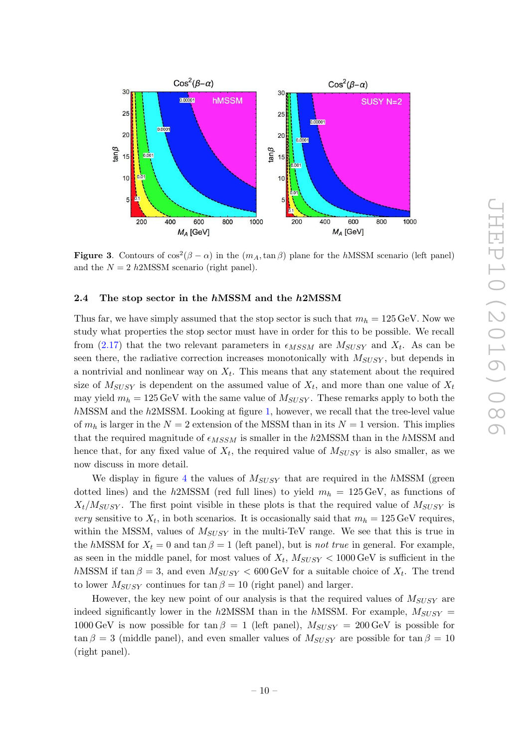**Figure 3**. Contours of $\cos^2(\beta - \alpha)$ in the $(m_A, \tan\beta)$ plane for the $h$MSSM scenario (left panel) and the $N = 2$ $h$2MSSM scenario (right panel).

### 2.4 The stop sector in the $h$MSSM and the $h$2MSSM

Thus far, we have simply assumed that the stop sector is such that $m_h = 125\,\text{GeV}$. Now we study what properties the stop sector must have in order for this to be possible. We recall from (2.17) that the two relevant parameters in $\epsilon_{MSSM}$ are $M_{SUSY}$ and $X_t$. As can be seen there, the radiative correction increases monotonically with $M_{SUSY}$, but depends in a nontrivial and nonlinear way on $X_t$. This means that any statement about the required size of $M_{SUSY}$ is dependent on the assumed value of $X_t$, and more than one value of $X_t$ may yield $m_h = 125\,\text{GeV}$ with the same value of $M_{SUSY}$. These remarks apply to both the $h$MSSM and the $h$2MSSM. Looking at figure 1, however, we recall that the tree-level value of $m_h$ is larger in the $N = 2$ extension of the MSSM than in its $N = 1$ version. This implies that the required magnitude of $\epsilon_{MSSM}$ is smaller in the $h$2MSSM than in the $h$MSSM and hence that, for any fixed value of $X_t$, the required value of $M_{SUSY}$ is also smaller, as we now discuss in more detail.

We display in figure 4 the values of $M_{SUSY}$ that are required in the $h$MSSM (green dotted lines) and the $h$2MSSM (red full lines) to yield $m_h = 125\,\text{GeV}$, as functions of $X_t/M_{SUSY}$. The first point visible in these plots is that the required value of $M_{SUSY}$ is *very* sensitive to $X_t$, in both scenarios. It is occasionally said that $m_h = 125\,\text{GeV}$ requires, within the MSSM, values of $M_{SUSY}$ in the multi-TeV range. We see that this is true in the $h$MSSM for $X_t = 0$ and $\tan\beta = 1$ (left panel), but is *not true* in general. For example, as seen in the middle panel, for most values of $X_t$, $M_{SUSY} < 1000\,\text{GeV}$ is sufficient in the $h$MSSM if $\tan\beta = 3$, and even $M_{SUSY} < 600\,\text{GeV}$ for a suitable choice of $X_t$. The trend to lower $M_{SUSY}$ continues for $\tan\beta = 10$ (right panel) and larger.

However, the key new point of our analysis is that the required values of $M_{SUSY}$ are indeed significantly lower in the $h$2MSSM than in the $h$MSSM. For example, $M_{SUSY} = 1000\,\text{GeV}$ is now possible for $\tan\beta = 1$ (left panel), $M_{SUSY} = 200\,\text{GeV}$ is possible for $\tan\beta = 3$ (middle panel), and even smaller values of $M_{SUSY}$ are possible for $\tan\beta = 10$ (right panel).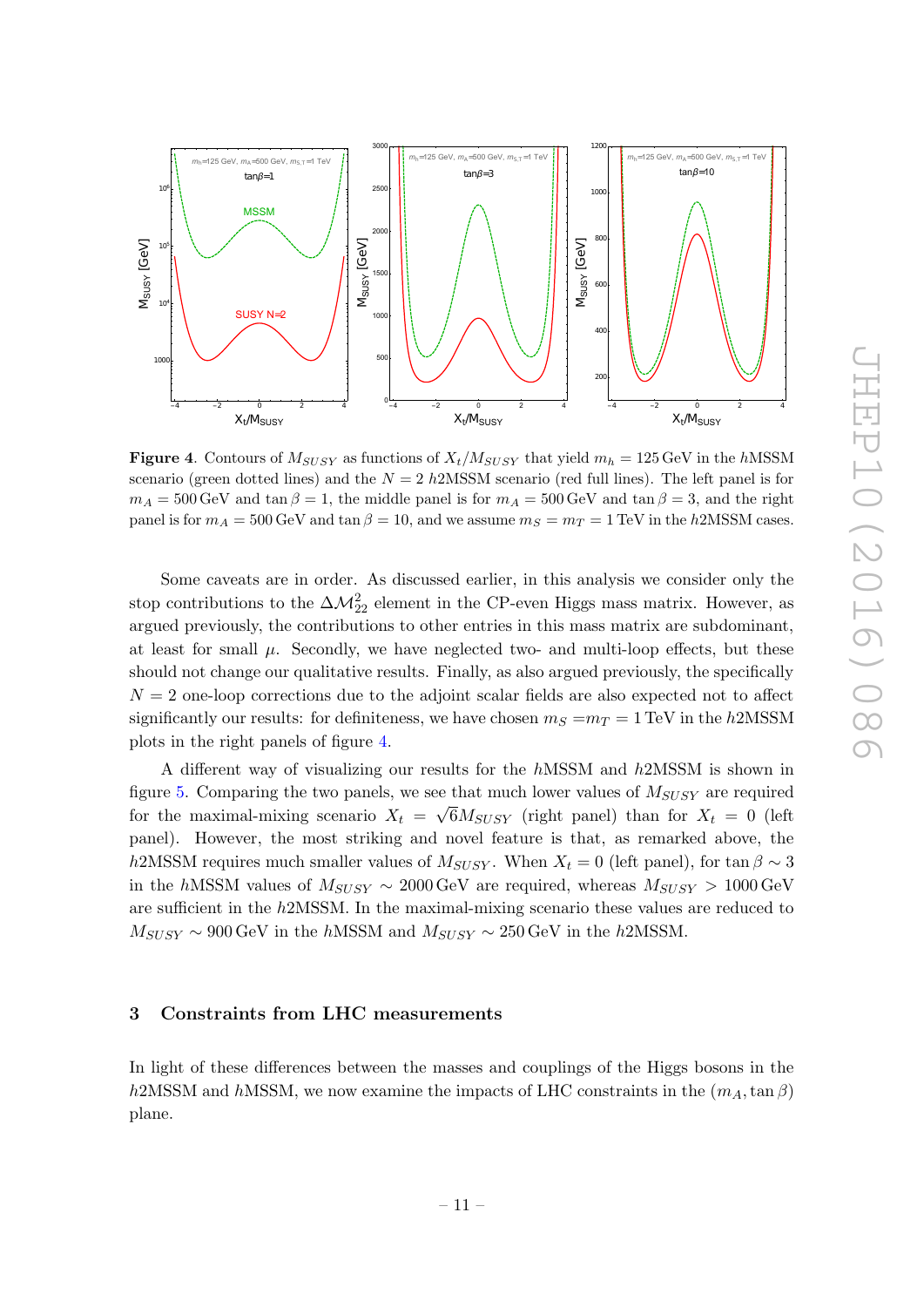**Figure 4**. Contours of $M_{SUSY}$ as functions of $X_t/M_{SUSY}$ that yield $m_h = 125\,\text{GeV}$ in the $h$MSSM scenario (green dotted lines) and the $N = 2$ $h$2MSSM scenario (red full lines). The left panel is for $m_A = 500\,\text{GeV}$ and $\tan\beta = 1$, the middle panel is for $m_A = 500\,\text{GeV}$ and $\tan\beta = 3$, and the right panel is for $m_A = 500\,\text{GeV}$ and $\tan\beta = 10$, and we assume $m_S = m_T = 1\,\text{TeV}$ in the $h$2MSSM cases.

Some caveats are in order. As discussed earlier, in this analysis we consider only the stop contributions to the $\Delta\mathcal{M}^2_{22}$ element in the CP-even Higgs mass matrix. However, as argued previously, the contributions to other entries in this mass matrix are subdominant, at least for small $\mu$. Secondly, we have neglected two- and multi-loop effects, but these should not change our qualitative results. Finally, as also argued previously, the specifically $N = 2$ one-loop corrections due to the adjoint scalar fields are also expected not to affect significantly our results: for definiteness, we have chosen $m_S = m_T = 1\,\text{TeV}$ in the $h$2MSSM plots in the right panels of figure 4.

A different way of visualizing our results for the $h$MSSM and $h$2MSSM is shown in figure 5. Comparing the two panels, we see that much lower values of $M_{SUSY}$ are required for the maximal-mixing scenario $X_t = \sqrt{6}M_{SUSY}$ (right panel) than for $X_t = 0$ (left panel). However, the most striking and novel feature is that, as remarked above, the $h$2MSSM requires much smaller values of $M_{SUSY}$. When $X_t = 0$ (left panel), for $\tan\beta \sim 3$ in the $h$MSSM values of $M_{SUSY} \sim 2000\,\text{GeV}$ are required, whereas $M_{SUSY} > 1000\,\text{GeV}$ are sufficient in the $h$2MSSM. In the maximal-mixing scenario these values are reduced to $M_{SUSY} \sim 900\,\text{GeV}$ in the $h$MSSM and $M_{SUSY} \sim 250\,\text{GeV}$ in the $h$2MSSM.

## 3 Constraints from LHC measurements

In light of these differences between the masses and couplings of the Higgs bosons in the $h$2MSSM and $h$MSSM, we now examine the impacts of LHC constraints in the $(m_A, \tan\beta)$ plane.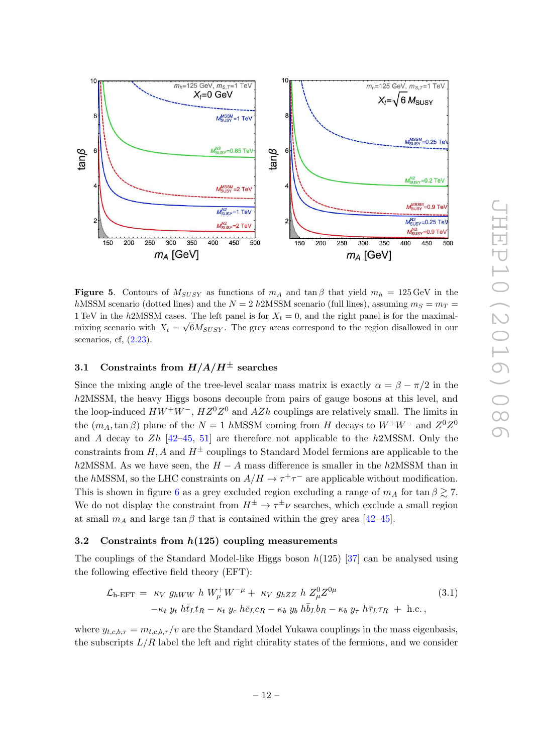**Figure 5**. Contours of $M_{SUSY}$ as functions of $m_A$ and $\tan\beta$ that yield $m_h = 125\,\text{GeV}$ in the $h$MSSM scenario (dotted lines) and the $N = 2$ $h$2MSSM scenario (full lines), assuming $m_S = m_T = 1\,\text{TeV}$ in the $h$2MSSM cases. The left panel is for $X_t = 0$, and the right panel is for the maximal-mixing scenario with $X_t = \sqrt{6}M_{SUSY}$. The grey areas correspond to the region disallowed in our scenarios, cf, (2.23).

### 3.1 Constraints from $H/A/H^{\pm}$ searches

Since the mixing angle of the tree-level scalar mass matrix is exactly $\alpha = \beta - \pi/2$ in the $h$2MSSM, the heavy Higgs bosons decouple from pairs of gauge bosons at this level, and the loop-induced $HW^+W^-$, $HZ^0Z^0$ and $AZh$ couplings are relatively small. The limits in the $(m_A, \tan\beta)$ plane of the $N = 1$ $h$MSSM coming from $H$ decays to $W^+W^-$ and $Z^0Z^0$ and $A$ decay to $Zh$ [42–45, 51] are therefore not applicable to the $h$2MSSM. Only the constraints from $H, A$ and $H^{\pm}$ couplings to Standard Model fermions are applicable to the $h$2MSSM. As we have seen, the $H - A$ mass difference is smaller in the $h$2MSSM than in the $h$MSSM, so the LHC constraints on $A/H \to \tau^+\tau^-$ are applicable without modification. This is shown in figure 6 as a grey excluded region excluding a range of $m_A$ for $\tan\beta \gtrsim 7$. We do not display the constraint from $H^{\pm} \to \tau^{\pm}\nu$ searches, which exclude a small region at small $m_A$ and large $\tan\beta$ that is contained within the grey area [42–45].

### 3.2 Constraints from $h(125)$ coupling measurements

The couplings of the Standard Model-like Higgs boson $h(125)$ [37] can be analysed using the following effective field theory (EFT):

$$\begin{aligned}
\mathcal{L}_{\text{h-EFT}} = \; & \kappa_V \; g_{hWW} \; h \; W^+_\mu W^{-\mu} + \; \kappa_V \; g_{hZZ} \; h \; Z^0_\mu Z^{0\mu} \\
& - \kappa_t \; y_t \; h\bar{t}_L t_R - \kappa_t \; y_c \; h\bar{c}_L c_R - \kappa_b \; y_b \; h\bar{b}_L b_R - \kappa_b \; y_\tau \; h\bar{\tau}_L \tau_R \; + \; \text{h.c.}\,,
\end{aligned} \tag{3.1}$$

where $y_{t,c,b,\tau} = m_{t,c,b,\tau}/v$ are the Standard Model Yukawa couplings in the mass eigenbasis, the subscripts $L/R$ label the left and right chirality states of the fermions, and we consider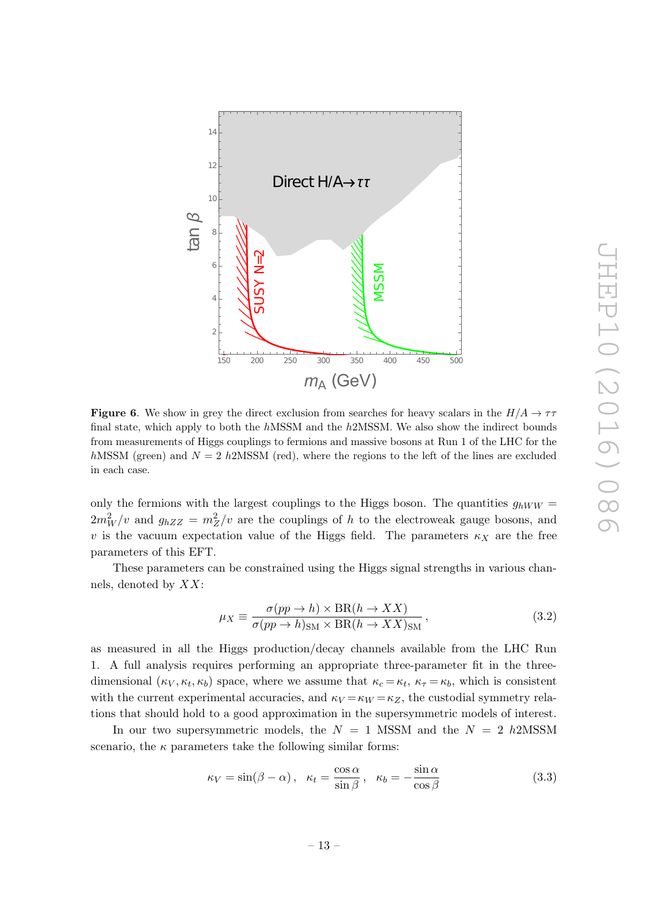**Figure 6**. We show in grey the direct exclusion from searches for heavy scalars in the $H/A \to \tau\tau$ final state, which apply to both the $h$MSSM and the $h$2MSSM. We also show the indirect bounds from measurements of Higgs couplings to fermions and massive bosons at Run 1 of the LHC for the $h$MSSM (green) and $N = 2$ $h$2MSSM (red), where the regions to the left of the lines are excluded in each case.

only the fermions with the largest couplings to the Higgs boson. The quantities $g_{hWW} = 2m_W^2/v$ and $g_{hZZ} = m_Z^2/v$ are the couplings of $h$ to the electroweak gauge bosons, and $v$ is the vacuum expectation value of the Higgs field. The parameters $\kappa_X$ are the free parameters of this EFT.

These parameters can be constrained using the Higgs signal strengths in various channels, denoted by $XX$:

$$\mu_X \equiv \frac{\sigma(pp \to h) \times \mathrm{BR}(h \to XX)}{\sigma(pp \to h)_{\mathrm{SM}} \times \mathrm{BR}(h \to XX)_{\mathrm{SM}}}\,, \tag{3.2}$$

as measured in all the Higgs production/decay channels available from the LHC Run 1. A full analysis requires performing an appropriate three-parameter fit in the three-dimensional $(\kappa_V, \kappa_t, \kappa_b)$ space, where we assume that $\kappa_c = \kappa_t$, $\kappa_\tau = \kappa_b$, which is consistent with the current experimental accuracies, and $\kappa_V = \kappa_W = \kappa_Z$, the custodial symmetry relations that should hold to a good approximation in the supersymmetric models of interest.

In our two supersymmetric models, the $N = 1$ MSSM and the $N = 2$ $h$2MSSM scenario, the $\kappa$ parameters take the following similar forms:

$$\kappa_V = \sin(\beta - \alpha)\,, \quad \kappa_t = \frac{\cos\alpha}{\sin\beta}\,, \quad \kappa_b = -\frac{\sin\alpha}{\cos\beta} \tag{3.3}$$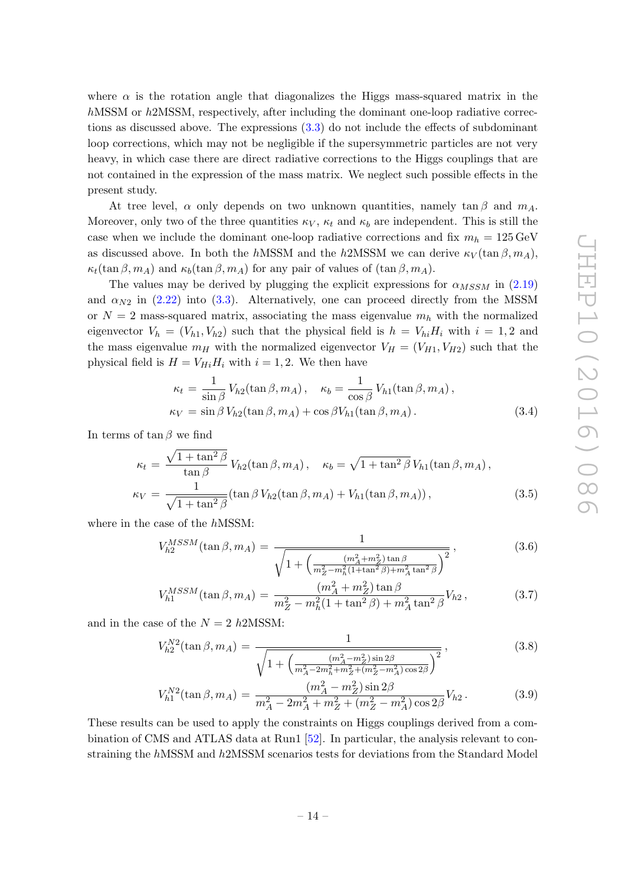where $\alpha$ is the rotation angle that diagonalizes the Higgs mass-squared matrix in the $h$MSSM or $h$2MSSM, respectively, after including the dominant one-loop radiative corrections as discussed above. The expressions (3.3) do not include the effects of subdominant loop corrections, which may not be negligible if the supersymmetric particles are not very heavy, in which case there are direct radiative corrections to the Higgs couplings that are not contained in the expression of the mass matrix. We neglect such possible effects in the present study.

At tree level, $\alpha$ only depends on two unknown quantities, namely $\tan\beta$ and $m_A$. Moreover, only two of the three quantities $\kappa_V$, $\kappa_t$ and $\kappa_b$ are independent. This is still the case when we include the dominant one-loop radiative corrections and fix $m_h = 125\,\mathrm{GeV}$ as discussed above. In both the $h$MSSM and the $h$2MSSM we can derive $\kappa_V(\tan\beta, m_A)$, $\kappa_t(\tan\beta, m_A)$ and $\kappa_b(\tan\beta, m_A)$ for any pair of values of $(\tan\beta, m_A)$.

The values may be derived by plugging the explicit expressions for $\alpha_{MSSM}$ in (2.19) and $\alpha_{N2}$ in (2.22) into (3.3). Alternatively, one can proceed directly from the MSSM or $N = 2$ mass-squared matrix, associating the mass eigenvalue $m_h$ with the normalized eigenvector $V_h = (V_{h1}, V_{h2})$ such that the physical field is $h = V_{hi} H_i$ with $i = 1, 2$ and the mass eigenvalue $m_H$ with the normalized eigenvector $V_H = (V_{H1}, V_{H2})$ such that the physical field is $H = V_{Hi} H_i$ with $i = 1, 2$. We then have

$$
\begin{aligned}
\kappa_t &= \frac{1}{\sin\beta}\, V_{h2}(\tan\beta, m_A)\,, \quad \kappa_b = \frac{1}{\cos\beta}\, V_{h1}(\tan\beta, m_A)\,,\\
\kappa_V &= \sin\beta\, V_{h2}(\tan\beta, m_A) + \cos\beta V_{h1}(\tan\beta, m_A)\,.
\end{aligned}
\tag{3.4}
$$

In terms of $\tan\beta$ we find

$$
\begin{aligned}
\kappa_t &= \frac{\sqrt{1+\tan^2\beta}}{\tan\beta}\, V_{h2}(\tan\beta, m_A)\,, \quad \kappa_b = \sqrt{1+\tan^2\beta}\, V_{h1}(\tan\beta, m_A)\,,\\
\kappa_V &= \frac{1}{\sqrt{1+\tan^2\beta}}\left(\tan\beta\, V_{h2}(\tan\beta, m_A) + V_{h1}(\tan\beta, m_A)\right),
\end{aligned}
\tag{3.5}
$$

where in the case of the $h$MSSM:

$$
V_{h2}^{MSSM}(\tan\beta, m_A) = \frac{1}{\sqrt{1+\left(\frac{(m_A^2+m_Z^2)\tan\beta}{m_Z^2 - m_h^2(1+\tan^2\beta) + m_A^2\tan^2\beta}\right)^2}}\,, \tag{3.6}
$$

$$
V_{h1}^{MSSM}(\tan\beta, m_A) = \frac{(m_A^2+m_Z^2)\tan\beta}{m_Z^2 - m_h^2(1+\tan^2\beta) + m_A^2\tan^2\beta} V_{h2}\,, \tag{3.7}
$$

and in the case of the $N = 2$ $h$2MSSM:

$$
V_{h2}^{N2}(\tan\beta, m_A) = \frac{1}{\sqrt{1+\left(\frac{(m_A^2-m_Z^2)\sin 2\beta}{m_A^2 - 2m_h^2 + m_Z^2 + (m_Z^2 - m_A^2)\cos 2\beta}\right)^2}}\,, \tag{3.8}
$$

$$
V_{h1}^{N2}(\tan\beta, m_A) = \frac{(m_A^2-m_Z^2)\sin 2\beta}{m_A^2 - 2m_A^2 + m_Z^2 + (m_Z^2 - m_A^2)\cos 2\beta} V_{h2}\,. \tag{3.9}
$$

These results can be used to apply the constraints on Higgs couplings derived from a combination of CMS and ATLAS data at Run1 [52]. In particular, the analysis relevant to constraining the $h$MSSM and $h$2MSSM scenarios tests for deviations from the Standard Model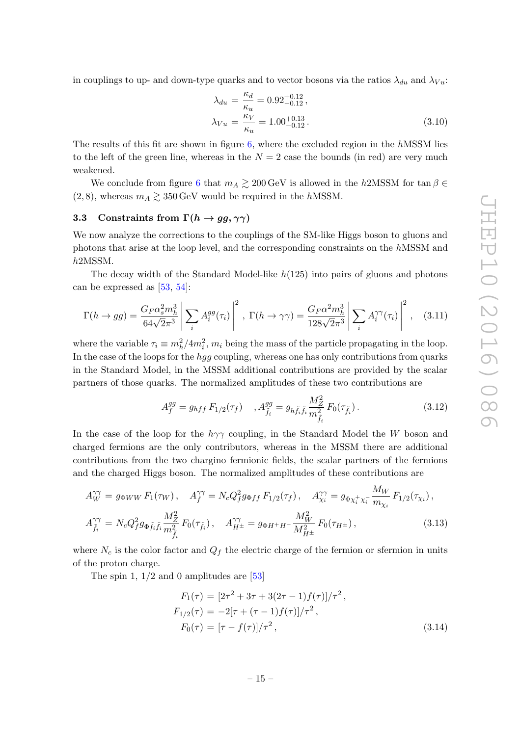in couplings to up- and down-type quarks and to vector bosons via the ratios $\lambda_{du}$ and $\lambda_{Vu}$:

$$
\begin{aligned}
\lambda_{du} &= \frac{\kappa_d}{\kappa_u} = 0.92^{+0.12}_{-0.12}\,, \\
\lambda_{Vu} &= \frac{\kappa_V}{\kappa_u} = 1.00^{+0.13}_{-0.12}\,.
\end{aligned}
\tag{3.10}
$$

The results of this fit are shown in figure 6, where the excluded region in the $h$MSSM lies to the left of the green line, whereas in the $N = 2$ case the bounds (in red) are very much weakened.

We conclude from figure 6 that $m_A \gtrsim 200\,\text{GeV}$ is allowed in the $h$2MSSM for $\tan\beta \in (2, 8)$, whereas $m_A \gtrsim 350\,\text{GeV}$ would be required in the $h$MSSM.

### 3.3 Constraints from $\Gamma(h \to gg, \gamma\gamma)$

We now analyze the corrections to the couplings of the SM-like Higgs boson to gluons and photons that arise at the loop level, and the corresponding constraints on the $h$MSSM and $h$2MSSM.

The decay width of the Standard Model-like $h(125)$ into pairs of gluons and photons can be expressed as [53, 54]:

$$
\Gamma(h \to gg) = \frac{G_F \alpha_s^2 m_h^3}{64\sqrt{2}\pi^3} \left| \sum_i A_i^{gg}(\tau_i) \right|^2 \,,\; \Gamma(h \to \gamma\gamma) = \frac{G_F \alpha^2 m_h^3}{128\sqrt{2}\pi^3} \left| \sum_i A_i^{\gamma\gamma}(\tau_i) \right|^2 \,, \tag{3.11}
$$

where the variable $\tau_i \equiv m_h^2/4m_i^2$, $m_i$ being the mass of the particle propagating in the loop. In the case of the loops for the $hgg$ coupling, whereas one has only contributions from quarks in the Standard Model, in the MSSM additional contributions are provided by the scalar partners of those quarks. The normalized amplitudes of these two contributions are

$$
A_f^{gg} = g_{hff}\, F_{1/2}(\tau_f) \quad ,A_{\tilde{f}_i}^{gg} = g_{h\tilde{f}_i\tilde{f}_i} \frac{M_Z^2}{m_{\tilde{f}_i}^2}\, F_0(\tau_{\tilde{f}_i})\,. \tag{3.12}
$$

In the case of the loop for the $h\gamma\gamma$ coupling, in the Standard Model the $W$ boson and charged fermions are the only contributors, whereas in the MSSM there are additional contributions from the two chargino fermionic fields, the scalar partners of the fermions and the charged Higgs boson. The normalized amplitudes of these contributions are

$$
\begin{aligned}
A_W^{\gamma\gamma} &= g_{\Phi WW}\, F_1(\tau_W)\,, \quad A_f^{\gamma\gamma} = N_c Q_f^2 g_{\Phi ff}\, F_{1/2}(\tau_f)\,, \quad A_{\chi_i}^{\gamma\gamma} = g_{\Phi\chi_i^+\chi_i^-} \frac{M_W}{m_{\chi_i}}\, F_{1/2}(\tau_{\chi_i})\,, \\
A_{\tilde{f}_i}^{\gamma\gamma} &= N_c Q_f^2 g_{\Phi\tilde{f}_i\tilde{f}_i} \frac{M_Z^2}{m_{\tilde{f}_i}^2}\, F_0(\tau_{\tilde{f}_i})\,, \quad A_{H^\pm}^{\gamma\gamma} = g_{\Phi H^+H^-} \frac{M_W^2}{M_{H^\pm}^2}\, F_0(\tau_{H^\pm})\,,
\end{aligned}
\tag{3.13}
$$

where $N_c$ is the color factor and $Q_f$ the electric charge of the fermion or sfermion in units of the proton charge.

The spin 1, 1/2 and 0 amplitudes are [53]

$$
\begin{aligned}
F_1(\tau) &= [2\tau^2 + 3\tau + 3(2\tau - 1)f(\tau)]/\tau^2\,, \\
F_{1/2}(\tau) &= -2[\tau + (\tau - 1)f(\tau)]/\tau^2\,, \\
F_0(\tau) &= [\tau - f(\tau)]/\tau^2\,,
\end{aligned}
\tag{3.14}
$$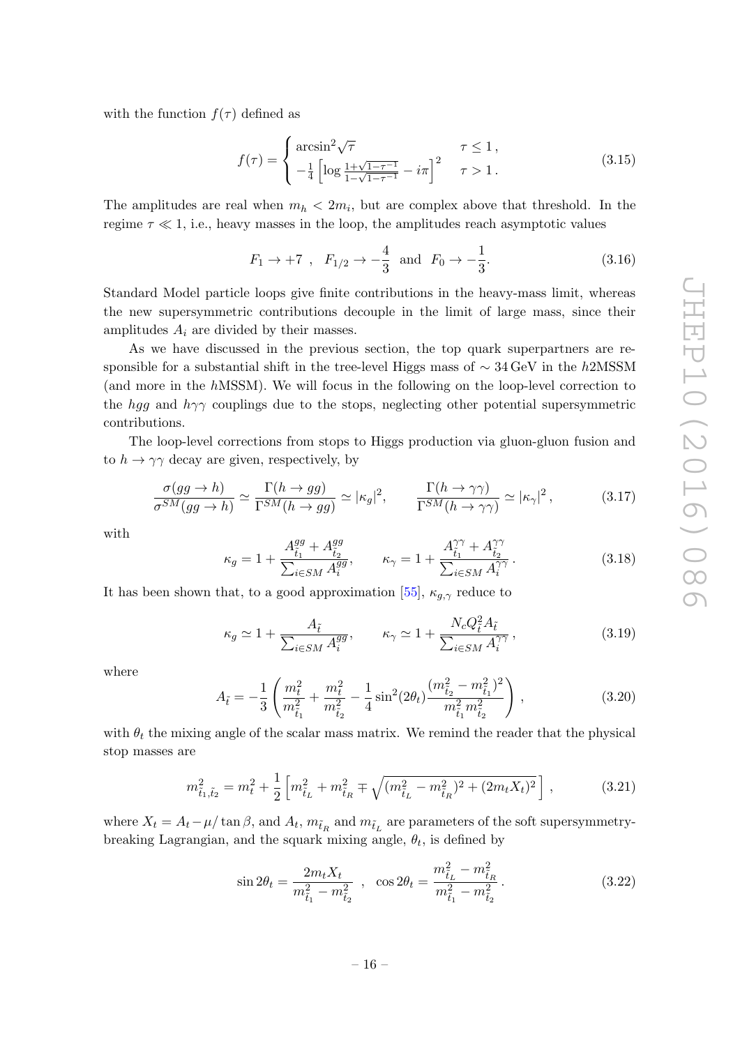with the function $f(\tau)$ defined as

$$f(\tau) = \begin{cases} \arcsin^2\sqrt{\tau} & \tau \leq 1\,, \\ -\frac{1}{4}\left[\log\frac{1+\sqrt{1-\tau^{-1}}}{1-\sqrt{1-\tau^{-1}}} - i\pi\right]^2 & \tau > 1\,. \end{cases} \tag{3.15}$$

The amplitudes are real when $m_h < 2m_i$, but are complex above that threshold. In the regime $\tau \ll 1$, i.e., heavy masses in the loop, the amplitudes reach asymptotic values

$$F_1 \to +7\ , \quad F_{1/2} \to -\frac{4}{3} \ \text{ and } \ F_0 \to -\frac{1}{3}. \tag{3.16}$$

Standard Model particle loops give finite contributions in the heavy-mass limit, whereas the new supersymmetric contributions decouple in the limit of large mass, since their amplitudes $A_i$ are divided by their masses.

As we have discussed in the previous section, the top quark superpartners are responsible for a substantial shift in the tree-level Higgs mass of $\sim 34\,\text{GeV}$ in the $h$2MSSM (and more in the $h$MSSM). We will focus in the following on the loop-level correction to the $hgg$ and $h\gamma\gamma$ couplings due to the stops, neglecting other potential supersymmetric contributions.

The loop-level corrections from stops to Higgs production via gluon-gluon fusion and to $h \to \gamma\gamma$ decay are given, respectively, by

$$\frac{\sigma(gg \to h)}{\sigma^{SM}(gg \to h)} \simeq \frac{\Gamma(h \to gg)}{\Gamma^{SM}(h \to gg)} \simeq |\kappa_g|^2, \qquad \frac{\Gamma(h \to \gamma\gamma)}{\Gamma^{SM}(h \to \gamma\gamma)} \simeq |\kappa_\gamma|^2\,, \tag{3.17}$$

with

$$\kappa_g = 1 + \frac{A^{gg}_{\tilde{t}_1} + A^{gg}_{\tilde{t}_2}}{\sum_{i\in SM} A^{gg}_i}, \qquad \kappa_\gamma = 1 + \frac{A^{\gamma\gamma}_{\tilde{t}_1} + A^{\gamma\gamma}_{\tilde{t}_2}}{\sum_{i\in SM} A^{\gamma\gamma}_i}\,. \tag{3.18}$$

It has been shown that, to a good approximation [55], $\kappa_{g,\gamma}$ reduce to

$$\kappa_g \simeq 1 + \frac{A_{\tilde{t}}}{\sum_{i\in SM} A^{gg}_i}, \qquad \kappa_\gamma \simeq 1 + \frac{N_c Q_{\tilde{t}}^2 A_{\tilde{t}}}{\sum_{i\in SM} A^{\gamma\gamma}_i}\,, \tag{3.19}$$

where

$$A_{\tilde{t}} = -\frac{1}{3}\left(\frac{m_t^2}{m_{\tilde{t}_1}^2} + \frac{m_t^2}{m_{\tilde{t}_2}^2} - \frac{1}{4}\sin^2(2\theta_t)\frac{(m_{\tilde{t}_2}^2 - m_{\tilde{t}_1}^2)^2}{m_{\tilde{t}_1}^2 m_{\tilde{t}_2}^2}\right)\,, \tag{3.20}$$

with $\theta_t$ the mixing angle of the scalar mass matrix. We remind the reader that the physical stop masses are

$$m^2_{\tilde{t}_1,\tilde{t}_2} = m_t^2 + \frac{1}{2}\left[m^2_{\tilde{t}_L} + m^2_{\tilde{t}_R} \mp \sqrt{(m^2_{\tilde{t}_L} - m^2_{\tilde{t}_R})^2 + (2m_t X_t)^2}\,\right]\,, \tag{3.21}$$

where $X_t = A_t - \mu/\tan\beta$, and $A_t$, $m_{\tilde{t}_R}$ and $m_{\tilde{t}_L}$ are parameters of the soft supersymmetry-breaking Lagrangian, and the squark mixing angle, $\theta_t$, is defined by

$$\sin 2\theta_t = \frac{2m_t X_t}{m^2_{\tilde{t}_1} - m^2_{\tilde{t}_2}}\ \ , \ \ \cos 2\theta_t = \frac{m^2_{\tilde{t}_L} - m^2_{\tilde{t}_R}}{m^2_{\tilde{t}_1} - m^2_{\tilde{t}_2}}\,. \tag{3.22}$$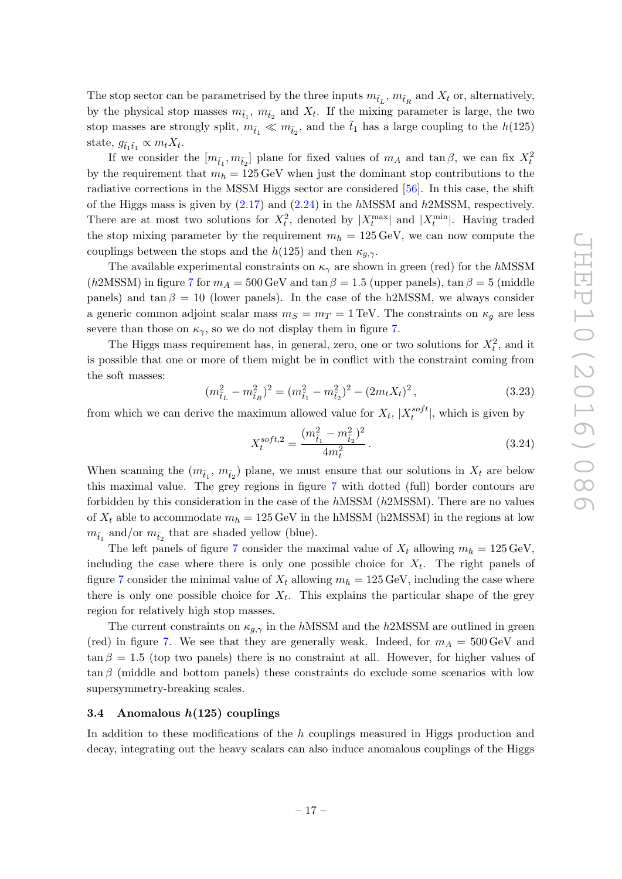The stop sector can be parametrised by the three inputs $m_{\tilde{t}_L}$, $m_{\tilde{t}_R}$ and $X_t$ or, alternatively, by the physical stop masses $m_{\tilde{t}_1}$, $m_{\tilde{t}_2}$ and $X_t$. If the mixing parameter is large, the two stop masses are strongly split, $m_{\tilde{t}_1} \ll m_{\tilde{t}_2}$, and the $\tilde{t}_1$ has a large coupling to the $h(125)$ state, $g_{\tilde{t}_1\tilde{t}_1} \propto m_t X_t$.

If we consider the $[m_{\tilde{t}_1}, m_{\tilde{t}_2}]$ plane for fixed values of $m_A$ and $\tan\beta$, we can fix $X_t^2$ by the requirement that $m_h = 125\,\text{GeV}$ when just the dominant stop contributions to the radiative corrections in the MSSM Higgs sector are considered [56]. In this case, the shift of the Higgs mass is given by (2.17) and (2.24) in the $h$MSSM and $h$2MSSM, respectively. There are at most two solutions for $X_t^2$, denoted by $|X_t^{\max}|$ and $|X_t^{\min}|$. Having traded the stop mixing parameter by the requirement $m_h = 125\,\text{GeV}$, we can now compute the couplings between the stops and the $h(125)$ and then $\kappa_{g,\gamma}$.

The available experimental constraints on $\kappa_\gamma$ are shown in green (red) for the $h$MSSM ($h$2MSSM) in figure 7 for $m_A = 500\,\text{GeV}$ and $\tan\beta = 1.5$ (upper panels), $\tan\beta = 5$ (middle panels) and $\tan\beta = 10$ (lower panels). In the case of the h2MSSM, we always consider a generic common adjoint scalar mass $m_S = m_T = 1\,\text{TeV}$. The constraints on $\kappa_g$ are less severe than those on $\kappa_\gamma$, so we do not display them in figure 7.

The Higgs mass requirement has, in general, zero, one or two solutions for $X_t^2$, and it is possible that one or more of them might be in conflict with the constraint coming from the soft masses:

$$(m_{\tilde{t}_L}^2 - m_{\tilde{t}_R}^2)^2 = (m_{\tilde{t}_1}^2 - m_{\tilde{t}_2}^2)^2 - (2m_t X_t)^2\,, \tag{3.23}$$

from which we can derive the maximum allowed value for $X_t$, $|X_t^{soft}|$, which is given by

$$X_t^{soft,2} = \frac{(m_{\tilde{t}_1}^2 - m_{\tilde{t}_2}^2)^2}{4m_t^2}\,. \tag{3.24}$$

When scanning the $(m_{\tilde{t}_1},\, m_{\tilde{t}_2})$ plane, we must ensure that our solutions in $X_t$ are below this maximal value. The grey regions in figure 7 with dotted (full) border contours are forbidden by this consideration in the case of the $h$MSSM ($h$2MSSM). There are no values of $X_t$ able to accommodate $m_h = 125\,\text{GeV}$ in the hMSSM (h2MSSM) in the regions at low $m_{\tilde{t}_1}$ and/or $m_{\tilde{t}_2}$ that are shaded yellow (blue).

The left panels of figure 7 consider the maximal value of $X_t$ allowing $m_h = 125\,\text{GeV}$, including the case where there is only one possible choice for $X_t$. The right panels of figure 7 consider the minimal value of $X_t$ allowing $m_h = 125\,\text{GeV}$, including the case where there is only one possible choice for $X_t$. This explains the particular shape of the grey region for relatively high stop masses.

The current constraints on $\kappa_{g,\gamma}$ in the $h$MSSM and the $h$2MSSM are outlined in green (red) in figure 7. We see that they are generally weak. Indeed, for $m_A = 500\,\text{GeV}$ and $\tan\beta = 1.5$ (top two panels) there is no constraint at all. However, for higher values of $\tan\beta$ (middle and bottom panels) these constraints do exclude some scenarios with low supersymmetry-breaking scales.

### 3.4 Anomalous $h(125)$ couplings

In addition to these modifications of the $h$ couplings measured in Higgs production and decay, integrating out the heavy scalars can also induce anomalous couplings of the Higgs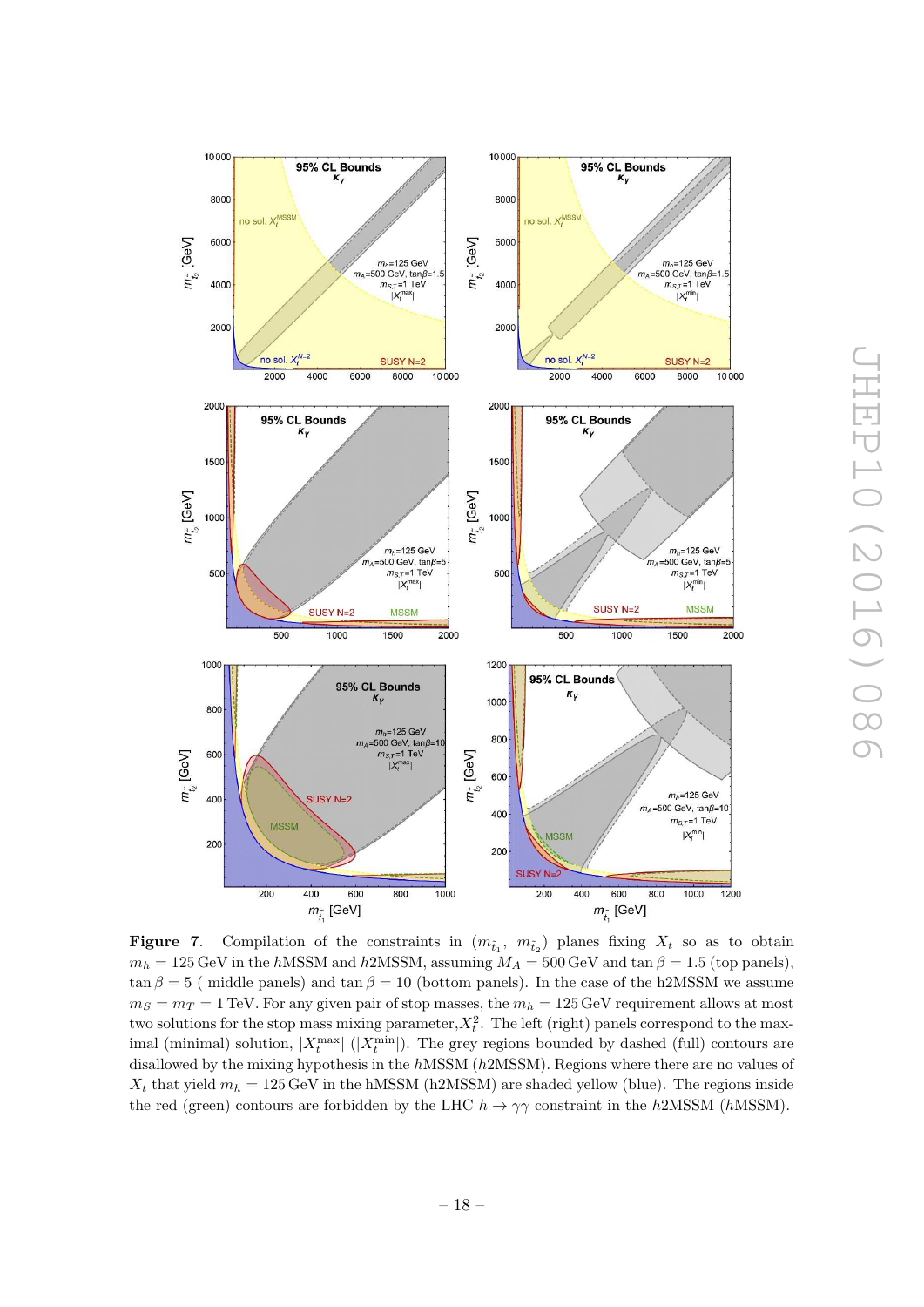**Figure 7**. Compilation of the constraints in ($m_{\tilde{t}_1}$, $m_{\tilde{t}_2}$) planes fixing $X_t$ so as to obtain $m_h = 125$ GeV in the $h$MSSM and $h$2MSSM, assuming $M_A = 500$ GeV and $\tan\beta = 1.5$ (top panels), $\tan\beta = 5$ ( middle panels) and $\tan\beta = 10$ (bottom panels). In the case of the h2MSSM we assume $m_S = m_T = 1$ TeV. For any given pair of stop masses, the $m_h = 125$ GeV requirement allows at most two solutions for the stop mass mixing parameter, $X_t^2$. The left (right) panels correspond to the maximal (minimal) solution, $|X_t^{\max}|$ ($|X_t^{\min}|$). The grey regions bounded by dashed (full) contours are disallowed by the mixing hypothesis in the $h$MSSM ($h$2MSSM). Regions where there are no values of $X_t$ that yield $m_h = 125$ GeV in the hMSSM (h2MSSM) are shaded yellow (blue). The regions inside the red (green) contours are forbidden by the LHC $h \to \gamma\gamma$ constraint in the $h$2MSSM ($h$MSSM).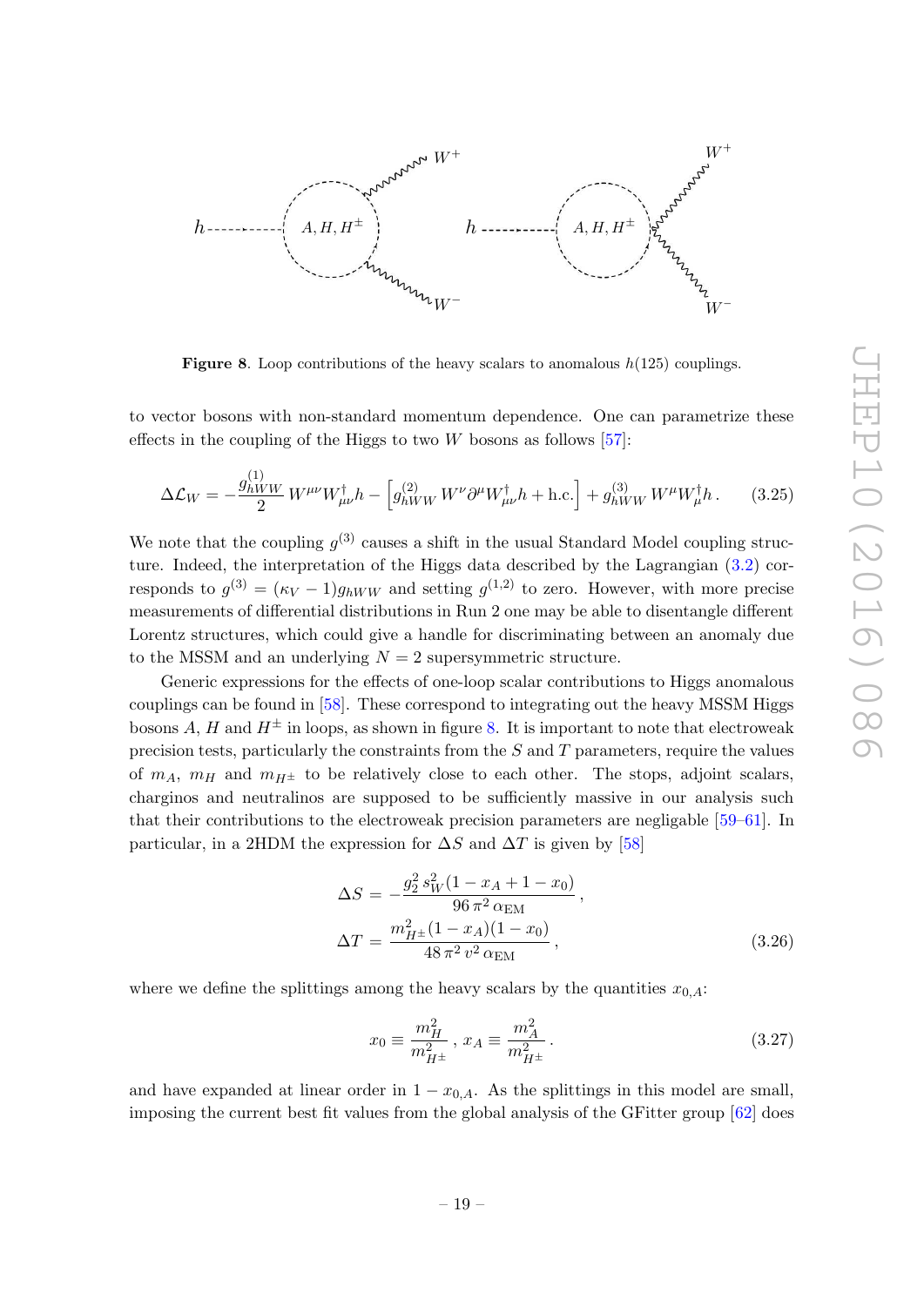**Figure 8**. Loop contributions of the heavy scalars to anomalous $h(125)$ couplings.

to vector bosons with non-standard momentum dependence. One can parametrize these effects in the coupling of the Higgs to two $W$ bosons as follows [57]:

$$\Delta\mathcal{L}_W = -\frac{g^{(1)}_{hWW}}{2}\, W^{\mu\nu} W^{\dagger}_{\mu\nu} h - \left[ g^{(2)}_{hWW}\, W^{\nu} \partial^{\mu} W^{\dagger}_{\mu\nu} h + \text{h.c.} \right] + g^{(3)}_{hWW}\, W^{\mu} W^{\dagger}_{\mu} h \,. \tag{3.25}$$

We note that the coupling $g^{(3)}$ causes a shift in the usual Standard Model coupling structure. Indeed, the interpretation of the Higgs data described by the Lagrangian (3.2) corresponds to $g^{(3)} = (\kappa_V - 1) g_{hWW}$ and setting $g^{(1,2)}$ to zero. However, with more precise measurements of differential distributions in Run 2 one may be able to disentangle different Lorentz structures, which could give a handle for discriminating between an anomaly due to the MSSM and an underlying $N = 2$ supersymmetric structure.

Generic expressions for the effects of one-loop scalar contributions to Higgs anomalous couplings can be found in [58]. These correspond to integrating out the heavy MSSM Higgs bosons $A$, $H$ and $H^{\pm}$ in loops, as shown in figure 8. It is important to note that electroweak precision tests, particularly the constraints from the $S$ and $T$ parameters, require the values of $m_A$, $m_H$ and $m_{H^{\pm}}$ to be relatively close to each other. The stops, adjoint scalars, charginos and neutralinos are supposed to be sufficiently massive in our analysis such that their contributions to the electroweak precision parameters are negligable [59–61]. In particular, in a 2HDM the expression for $\Delta S$ and $\Delta T$ is given by [58]

$$\begin{aligned}
\Delta S &= -\frac{g_2^2\, s_W^2 (1 - x_A + 1 - x_0)}{96\, \pi^2\, \alpha_{\text{EM}}}\,, \\
\Delta T &= \frac{m^2_{H^{\pm}} (1 - x_A)(1 - x_0)}{48\, \pi^2\, v^2\, \alpha_{\text{EM}}}\,,
\end{aligned} \tag{3.26}$$

where we define the splittings among the heavy scalars by the quantities $x_{0,A}$:

$$x_0 \equiv \frac{m_H^2}{m^2_{H^{\pm}}}\,,\; x_A \equiv \frac{m_A^2}{m^2_{H^{\pm}}}\,. \tag{3.27}$$

and have expanded at linear order in $1 - x_{0,A}$. As the splittings in this model are small, imposing the current best fit values from the global analysis of the GFitter group [62] does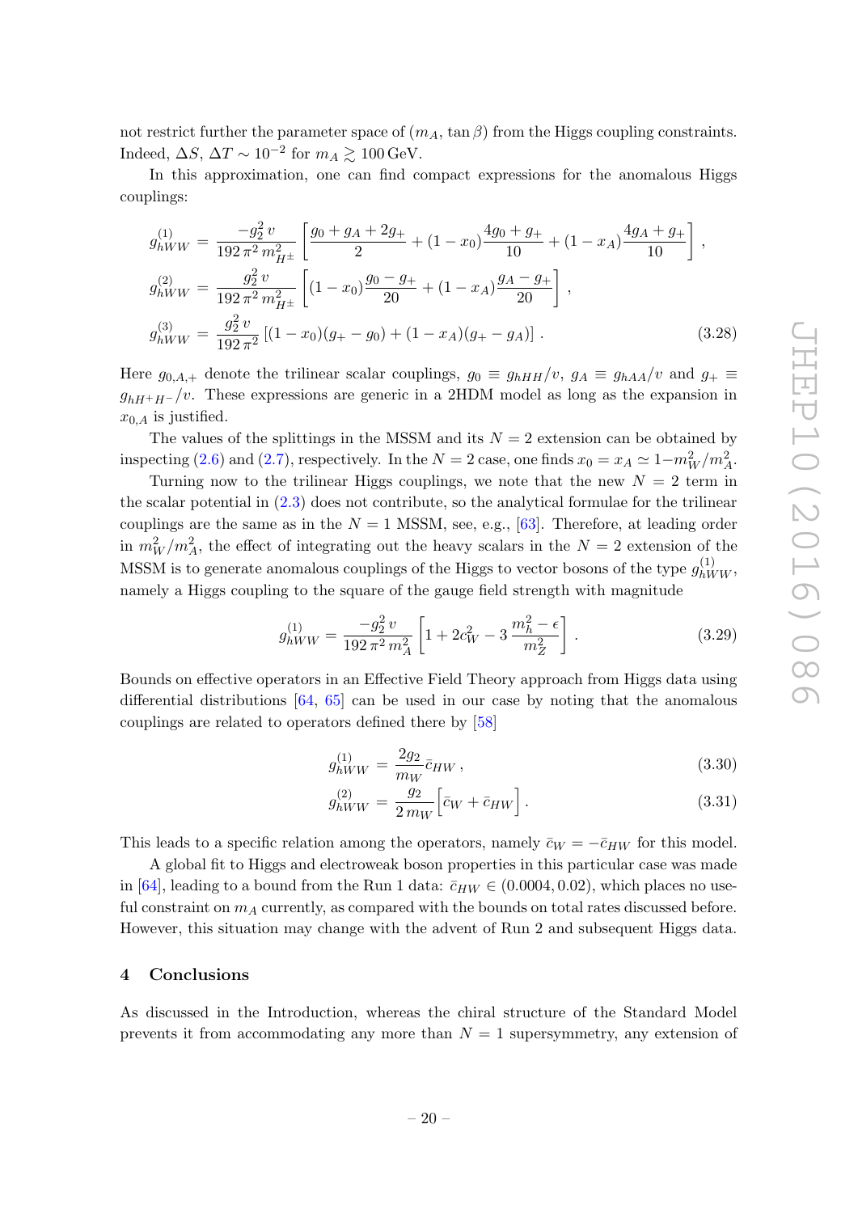not restrict further the parameter space of $(m_A, \tan\beta)$ from the Higgs coupling constraints. Indeed, $\Delta S$, $\Delta T \sim 10^{-2}$ for $m_A \gtrsim 100\,\text{GeV}$.

In this approximation, one can find compact expressions for the anomalous Higgs couplings:

$$
\begin{aligned}
g^{(1)}_{hWW} &= \frac{-g_2^2\, v}{192\,\pi^2\, m_{H^\pm}^2}\left[\frac{g_0 + g_A + 2g_+}{2} + (1-x_0)\frac{4g_0+g_+}{10} + (1-x_A)\frac{4g_A+g_+}{10}\right]\,,\\
g^{(2)}_{hWW} &= \frac{g_2^2\, v}{192\,\pi^2\, m_{H^\pm}^2}\left[(1-x_0)\frac{g_0-g_+}{20} + (1-x_A)\frac{g_A-g_+}{20}\right]\,,\\
g^{(3)}_{hWW} &= \frac{g_2^2\, v}{192\,\pi^2}\left[(1-x_0)(g_+-g_0) + (1-x_A)(g_+-g_A)\right]\,.
\end{aligned}
\tag{3.28}
$$

Here $g_{0,A,+}$ denote the trilinear scalar couplings, $g_0 \equiv g_{hHH}/v$, $g_A \equiv g_{hAA}/v$ and $g_+ \equiv g_{hH^+H^-}/v$. These expressions are generic in a 2HDM model as long as the expansion in $x_{0,A}$ is justified.

The values of the splittings in the MSSM and its $N=2$ extension can be obtained by inspecting (2.6) and (2.7), respectively. In the $N=2$ case, one finds $x_0 = x_A \simeq 1 - m_W^2/m_A^2$.

Turning now to the trilinear Higgs couplings, we note that the new $N=2$ term in the scalar potential in (2.3) does not contribute, so the analytical formulae for the trilinear couplings are the same as in the $N=1$ MSSM, see, e.g., [63]. Therefore, at leading order in $m_W^2/m_A^2$, the effect of integrating out the heavy scalars in the $N=2$ extension of the MSSM is to generate anomalous couplings of the Higgs to vector bosons of the type $g^{(1)}_{hWW}$, namely a Higgs coupling to the square of the gauge field strength with magnitude

$$
g^{(1)}_{hWW} = \frac{-g_2^2\, v}{192\,\pi^2\, m_A^2}\left[1 + 2c_W^2 - 3\,\frac{m_h^2 - \epsilon}{m_Z^2}\right]\,. \tag{3.29}
$$

Bounds on effective operators in an Effective Field Theory approach from Higgs data using differential distributions [64, 65] can be used in our case by noting that the anomalous couplings are related to operators defined there by [58]

$$
g^{(1)}_{hWW} = \frac{2g_2}{m_W}\bar{c}_{HW}\,, \tag{3.30}
$$

$$
g^{(2)}_{hWW} = \frac{g_2}{2\,m_W}\Big[\bar{c}_W + \bar{c}_{HW}\Big]\,. \tag{3.31}
$$

This leads to a specific relation among the operators, namely $\bar{c}_W = -\bar{c}_{HW}$ for this model.

A global fit to Higgs and electroweak boson properties in this particular case was made in [64], leading to a bound from the Run 1 data: $\bar{c}_{HW} \in (0.0004, 0.02)$, which places no useful constraint on $m_A$ currently, as compared with the bounds on total rates discussed before. However, this situation may change with the advent of Run 2 and subsequent Higgs data.

## 4 Conclusions

As discussed in the Introduction, whereas the chiral structure of the Standard Model prevents it from accommodating any more than $N=1$ supersymmetry, any extension of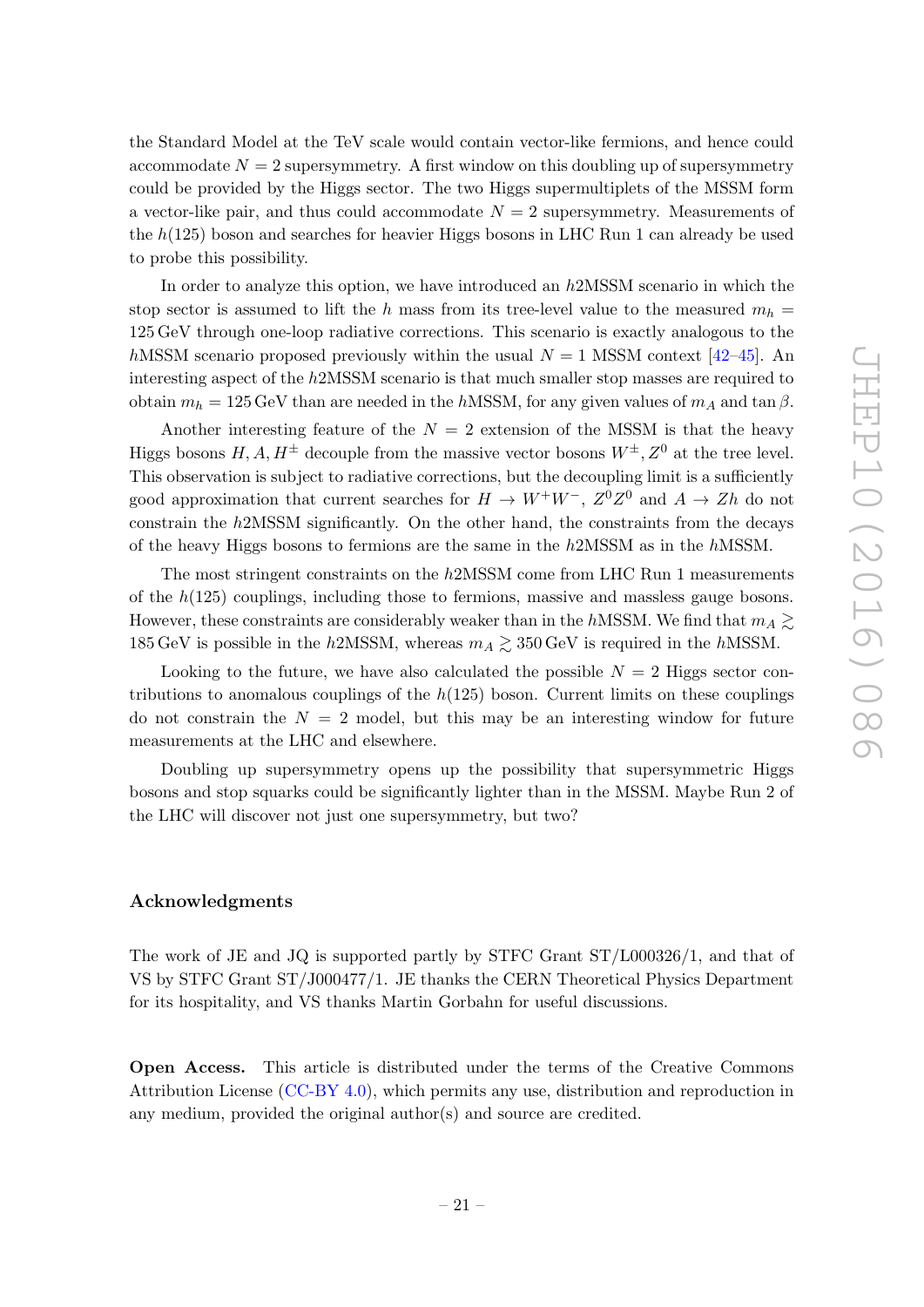the Standard Model at the TeV scale would contain vector-like fermions, and hence could accommodate $N = 2$ supersymmetry. A first window on this doubling up of supersymmetry could be provided by the Higgs sector. The two Higgs supermultiplets of the MSSM form a vector-like pair, and thus could accommodate $N = 2$ supersymmetry. Measurements of the $h(125)$ boson and searches for heavier Higgs bosons in LHC Run 1 can already be used to probe this possibility.

In order to analyze this option, we have introduced an $h$2MSSM scenario in which the stop sector is assumed to lift the $h$ mass from its tree-level value to the measured $m_h = 125\,\text{GeV}$ through one-loop radiative corrections. This scenario is exactly analogous to the $h$MSSM scenario proposed previously within the usual $N = 1$ MSSM context [42–45]. An interesting aspect of the $h$2MSSM scenario is that much smaller stop masses are required to obtain $m_h = 125\,\text{GeV}$ than are needed in the $h$MSSM, for any given values of $m_A$ and $\tan\beta$.

Another interesting feature of the $N = 2$ extension of the MSSM is that the heavy Higgs bosons $H, A, H^\pm$ decouple from the massive vector bosons $W^\pm, Z^0$ at the tree level. This observation is subject to radiative corrections, but the decoupling limit is a sufficiently good approximation that current searches for $H \to W^+W^-$, $Z^0Z^0$ and $A \to Zh$ do not constrain the $h$2MSSM significantly. On the other hand, the constraints from the decays of the heavy Higgs bosons to fermions are the same in the $h$2MSSM as in the $h$MSSM.

The most stringent constraints on the $h$2MSSM come from LHC Run 1 measurements of the $h(125)$ couplings, including those to fermions, massive and massless gauge bosons. However, these constraints are considerably weaker than in the $h$MSSM. We find that $m_A \gtrsim 185\,\text{GeV}$ is possible in the $h$2MSSM, whereas $m_A \gtrsim 350\,\text{GeV}$ is required in the $h$MSSM.

Looking to the future, we have also calculated the possible $N = 2$ Higgs sector contributions to anomalous couplings of the $h(125)$ boson. Current limits on these couplings do not constrain the $N = 2$ model, but this may be an interesting window for future measurements at the LHC and elsewhere.

Doubling up supersymmetry opens up the possibility that supersymmetric Higgs bosons and stop squarks could be significantly lighter than in the MSSM. Maybe Run 2 of the LHC will discover not just one supersymmetry, but two?

## Acknowledgments

The work of JE and JQ is supported partly by STFC Grant ST/L000326/1, and that of VS by STFC Grant ST/J000477/1. JE thanks the CERN Theoretical Physics Department for its hospitality, and VS thanks Martin Gorbahn for useful discussions.

**Open Access.** This article is distributed under the terms of the Creative Commons Attribution License (CC-BY 4.0), which permits any use, distribution and reproduction in any medium, provided the original author(s) and source are credited.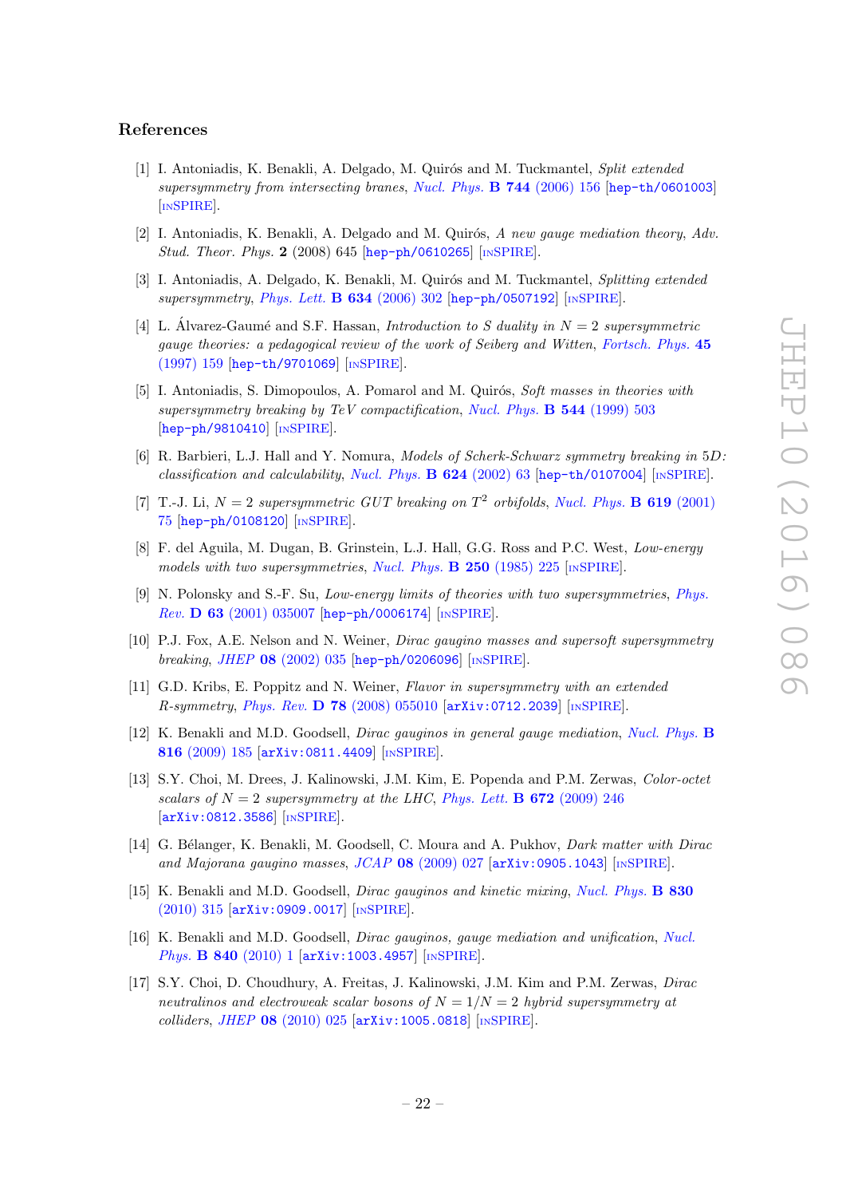## References

[1] I. Antoniadis, K. Benakli, A. Delgado, M. Quirós and M. Tuckmantel, *Split extended supersymmetry from intersecting branes*, Nucl. Phys. **B 744** (2006) 156 [hep-th/0601003] [INSPIRE].

[2] I. Antoniadis, K. Benakli, A. Delgado and M. Quirós, *A new gauge mediation theory*, Adv. Stud. Theor. Phys. **2** (2008) 645 [hep-ph/0610265] [INSPIRE].

[3] I. Antoniadis, A. Delgado, K. Benakli, M. Quirós and M. Tuckmantel, *Splitting extended supersymmetry*, Phys. Lett. **B 634** (2006) 302 [hep-ph/0507192] [INSPIRE].

[4] L. Álvarez-Gaumé and S.F. Hassan, *Introduction to S duality in $N = 2$ supersymmetric gauge theories: a pedagogical review of the work of Seiberg and Witten*, Fortsch. Phys. **45** (1997) 159 [hep-th/9701069] [INSPIRE].

[5] I. Antoniadis, S. Dimopoulos, A. Pomarol and M. Quirós, *Soft masses in theories with supersymmetry breaking by TeV compactification*, Nucl. Phys. **B 544** (1999) 503 [hep-ph/9810410] [INSPIRE].

[6] R. Barbieri, L.J. Hall and Y. Nomura, *Models of Scherk-Schwarz symmetry breaking in 5D: classification and calculability*, Nucl. Phys. **B 624** (2002) 63 [hep-th/0107004] [INSPIRE].

[7] T.-J. Li, *$N = 2$ supersymmetric GUT breaking on $T^2$ orbifolds*, Nucl. Phys. **B 619** (2001) 75 [hep-ph/0108120] [INSPIRE].

[8] F. del Aguila, M. Dugan, B. Grinstein, L.J. Hall, G.G. Ross and P.C. West, *Low-energy models with two supersymmetries*, Nucl. Phys. **B 250** (1985) 225 [INSPIRE].

[9] N. Polonsky and S.-F. Su, *Low-energy limits of theories with two supersymmetries*, Phys. Rev. **D 63** (2001) 035007 [hep-ph/0006174] [INSPIRE].

[10] P.J. Fox, A.E. Nelson and N. Weiner, *Dirac gaugino masses and supersoft supersymmetry breaking*, JHEP **08** (2002) 035 [hep-ph/0206096] [INSPIRE].

[11] G.D. Kribs, E. Poppitz and N. Weiner, *Flavor in supersymmetry with an extended R-symmetry*, Phys. Rev. **D 78** (2008) 055010 [arXiv:0712.2039] [INSPIRE].

[12] K. Benakli and M.D. Goodsell, *Dirac gauginos in general gauge mediation*, Nucl. Phys. **B 816** (2009) 185 [arXiv:0811.4409] [INSPIRE].

[13] S.Y. Choi, M. Drees, J. Kalinowski, J.M. Kim, E. Popenda and P.M. Zerwas, *Color-octet scalars of $N = 2$ supersymmetry at the LHC*, Phys. Lett. **B 672** (2009) 246 [arXiv:0812.3586] [INSPIRE].

[14] G. Bélanger, K. Benakli, M. Goodsell, C. Moura and A. Pukhov, *Dark matter with Dirac and Majorana gaugino masses*, JCAP **08** (2009) 027 [arXiv:0905.1043] [INSPIRE].

[15] K. Benakli and M.D. Goodsell, *Dirac gauginos and kinetic mixing*, Nucl. Phys. **B 830** (2010) 315 [arXiv:0909.0017] [INSPIRE].

[16] K. Benakli and M.D. Goodsell, *Dirac gauginos, gauge mediation and unification*, Nucl. Phys. **B 840** (2010) 1 [arXiv:1003.4957] [INSPIRE].

[17] S.Y. Choi, D. Choudhury, A. Freitas, J. Kalinowski, J.M. Kim and P.M. Zerwas, *Dirac neutralinos and electroweak scalar bosons of $N = 1/N = 2$ hybrid supersymmetry at colliders*, JHEP **08** (2010) 025 [arXiv:1005.0818] [INSPIRE].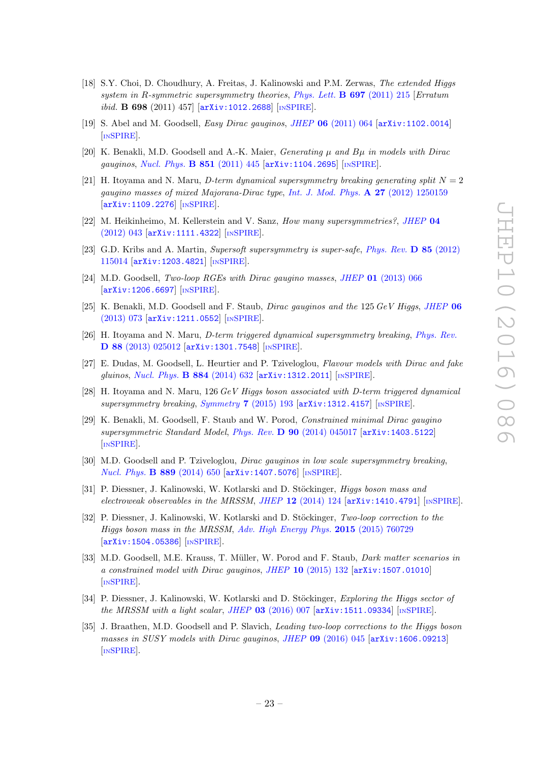[18] S.Y. Choi, D. Choudhury, A. Freitas, J. Kalinowski and P.M. Zerwas, *The extended Higgs system in R-symmetric supersymmetry theories*, *Phys. Lett.* **B 697** (2011) 215 [*Erratum ibid.* **B 698** (2011) 457] [arXiv:1012.2688] [INSPIRE].

[19] S. Abel and M. Goodsell, *Easy Dirac gauginos*, *JHEP* **06** (2011) 064 [arXiv:1102.0014] [INSPIRE].

[20] K. Benakli, M.D. Goodsell and A.-K. Maier, *Generating $\mu$ and $B\mu$ in models with Dirac gauginos*, *Nucl. Phys.* **B 851** (2011) 445 [arXiv:1104.2695] [INSPIRE].

[21] H. Itoyama and N. Maru, *D-term dynamical supersymmetry breaking generating split $N = 2$ gaugino masses of mixed Majorana-Dirac type*, *Int. J. Mod. Phys.* **A 27** (2012) 1250159 [arXiv:1109.2276] [INSPIRE].

[22] M. Heikinheimo, M. Kellerstein and V. Sanz, *How many supersymmetries?*, *JHEP* **04** (2012) 043 [arXiv:1111.4322] [INSPIRE].

[23] G.D. Kribs and A. Martin, *Supersoft supersymmetry is super-safe*, *Phys. Rev.* **D 85** (2012) 115014 [arXiv:1203.4821] [INSPIRE].

[24] M.D. Goodsell, *Two-loop RGEs with Dirac gaugino masses*, *JHEP* **01** (2013) 066 [arXiv:1206.6697] [INSPIRE].

[25] K. Benakli, M.D. Goodsell and F. Staub, *Dirac gauginos and the* 125 *GeV Higgs*, *JHEP* **06** (2013) 073 [arXiv:1211.0552] [INSPIRE].

[26] H. Itoyama and N. Maru, *D-term triggered dynamical supersymmetry breaking*, *Phys. Rev.* **D 88** (2013) 025012 [arXiv:1301.7548] [INSPIRE].

[27] E. Dudas, M. Goodsell, L. Heurtier and P. Tziveloglou, *Flavour models with Dirac and fake gluinos*, *Nucl. Phys.* **B 884** (2014) 632 [arXiv:1312.2011] [INSPIRE].

[28] H. Itoyama and N. Maru, 126 *GeV Higgs boson associated with D-term triggered dynamical supersymmetry breaking*, *Symmetry* **7** (2015) 193 [arXiv:1312.4157] [INSPIRE].

[29] K. Benakli, M. Goodsell, F. Staub and W. Porod, *Constrained minimal Dirac gaugino supersymmetric Standard Model*, *Phys. Rev.* **D 90** (2014) 045017 [arXiv:1403.5122] [INSPIRE].

[30] M.D. Goodsell and P. Tziveloglou, *Dirac gauginos in low scale supersymmetry breaking*, *Nucl. Phys.* **B 889** (2014) 650 [arXiv:1407.5076] [INSPIRE].

[31] P. Diessner, J. Kalinowski, W. Kotlarski and D. Stöckinger, *Higgs boson mass and electroweak observables in the MRSSM*, *JHEP* **12** (2014) 124 [arXiv:1410.4791] [INSPIRE].

[32] P. Diessner, J. Kalinowski, W. Kotlarski and D. Stöckinger, *Two-loop correction to the Higgs boson mass in the MRSSM*, *Adv. High Energy Phys.* **2015** (2015) 760729 [arXiv:1504.05386] [INSPIRE].

[33] M.D. Goodsell, M.E. Krauss, T. Müller, W. Porod and F. Staub, *Dark matter scenarios in a constrained model with Dirac gauginos*, *JHEP* **10** (2015) 132 [arXiv:1507.01010] [INSPIRE].

[34] P. Diessner, J. Kalinowski, W. Kotlarski and D. Stöckinger, *Exploring the Higgs sector of the MRSSM with a light scalar*, *JHEP* **03** (2016) 007 [arXiv:1511.09334] [INSPIRE].

[35] J. Braathen, M.D. Goodsell and P. Slavich, *Leading two-loop corrections to the Higgs boson masses in SUSY models with Dirac gauginos*, *JHEP* **09** (2016) 045 [arXiv:1606.09213] [INSPIRE].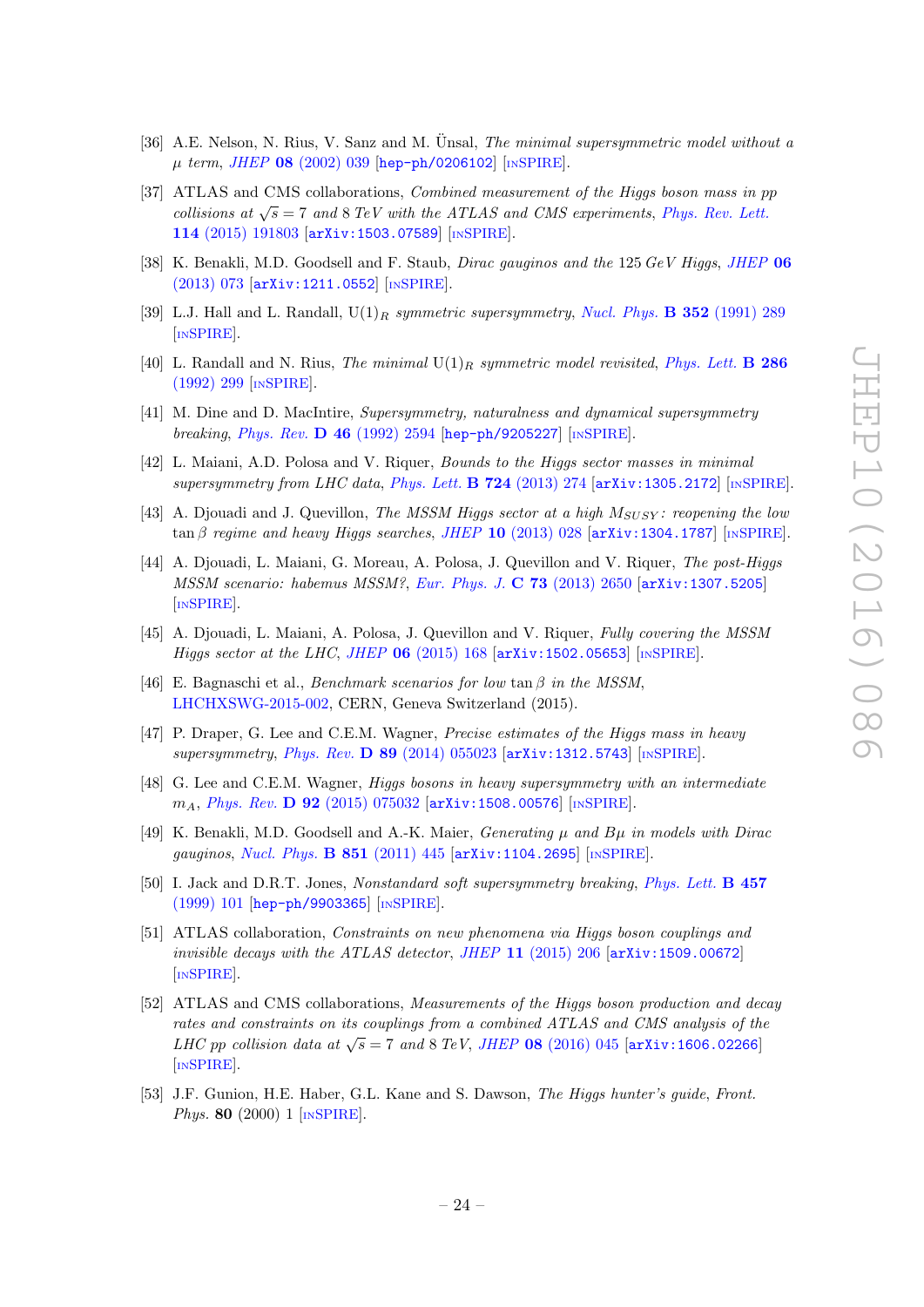[36] A.E. Nelson, N. Rius, V. Sanz and M. Ünsal, *The minimal supersymmetric model without a $\mu$ term*, JHEP **08** (2002) 039 [hep-ph/0206102] [INSPIRE].

[37] ATLAS and CMS collaborations, *Combined measurement of the Higgs boson mass in pp collisions at $\sqrt{s} = 7$ and 8 TeV with the ATLAS and CMS experiments*, Phys. Rev. Lett. **114** (2015) 191803 [arXiv:1503.07589] [INSPIRE].

[38] K. Benakli, M.D. Goodsell and F. Staub, *Dirac gauginos and the* 125 *GeV Higgs*, JHEP **06** (2013) 073 [arXiv:1211.0552] [INSPIRE].

[39] L.J. Hall and L. Randall, *$U(1)_R$ symmetric supersymmetry*, Nucl. Phys. **B 352** (1991) 289 [INSPIRE].

[40] L. Randall and N. Rius, *The minimal $U(1)_R$ symmetric model revisited*, Phys. Lett. **B 286** (1992) 299 [INSPIRE].

[41] M. Dine and D. MacIntire, *Supersymmetry, naturalness and dynamical supersymmetry breaking*, Phys. Rev. **D 46** (1992) 2594 [hep-ph/9205227] [INSPIRE].

[42] L. Maiani, A.D. Polosa and V. Riquer, *Bounds to the Higgs sector masses in minimal supersymmetry from LHC data*, Phys. Lett. **B 724** (2013) 274 [arXiv:1305.2172] [INSPIRE].

[43] A. Djouadi and J. Quevillon, *The MSSM Higgs sector at a high $M_{SUSY}$: reopening the low $\tan\beta$ regime and heavy Higgs searches*, JHEP **10** (2013) 028 [arXiv:1304.1787] [INSPIRE].

[44] A. Djouadi, L. Maiani, G. Moreau, A. Polosa, J. Quevillon and V. Riquer, *The post-Higgs MSSM scenario: habemus MSSM?*, Eur. Phys. J. **C 73** (2013) 2650 [arXiv:1307.5205] [INSPIRE].

[45] A. Djouadi, L. Maiani, A. Polosa, J. Quevillon and V. Riquer, *Fully covering the MSSM Higgs sector at the LHC*, JHEP **06** (2015) 168 [arXiv:1502.05653] [INSPIRE].

[46] E. Bagnaschi et al., *Benchmark scenarios for low $\tan\beta$ in the MSSM*, LHCHXSWG-2015-002, CERN, Geneva Switzerland (2015).

[47] P. Draper, G. Lee and C.E.M. Wagner, *Precise estimates of the Higgs mass in heavy supersymmetry*, Phys. Rev. **D 89** (2014) 055023 [arXiv:1312.5743] [INSPIRE].

[48] G. Lee and C.E.M. Wagner, *Higgs bosons in heavy supersymmetry with an intermediate $m_A$*, Phys. Rev. **D 92** (2015) 075032 [arXiv:1508.00576] [INSPIRE].

[49] K. Benakli, M.D. Goodsell and A.-K. Maier, *Generating $\mu$ and $B\mu$ in models with Dirac gauginos*, Nucl. Phys. **B 851** (2011) 445 [arXiv:1104.2695] [INSPIRE].

[50] I. Jack and D.R.T. Jones, *Nonstandard soft supersymmetry breaking*, Phys. Lett. **B 457** (1999) 101 [hep-ph/9903365] [INSPIRE].

[51] ATLAS collaboration, *Constraints on new phenomena via Higgs boson couplings and invisible decays with the ATLAS detector*, JHEP **11** (2015) 206 [arXiv:1509.00672] [INSPIRE].

[52] ATLAS and CMS collaborations, *Measurements of the Higgs boson production and decay rates and constraints on its couplings from a combined ATLAS and CMS analysis of the LHC pp collision data at $\sqrt{s} = 7$ and 8 TeV*, JHEP **08** (2016) 045 [arXiv:1606.02266] [INSPIRE].

[53] J.F. Gunion, H.E. Haber, G.L. Kane and S. Dawson, *The Higgs hunter's guide*, Front. Phys. **80** (2000) 1 [INSPIRE].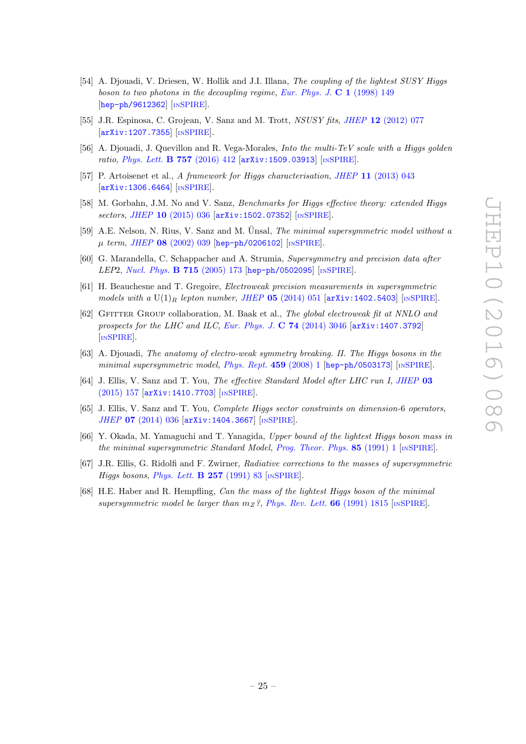[54] A. Djouadi, V. Driesen, W. Hollik and J.I. Illana, *The coupling of the lightest SUSY Higgs boson to two photons in the decoupling regime*, *Eur. Phys. J.* **C 1** (1998) 149 [hep-ph/9612362] [INSPIRE].

[55] J.R. Espinosa, C. Grojean, V. Sanz and M. Trott, *NSUSY fits*, *JHEP* **12** (2012) 077 [arXiv:1207.7355] [INSPIRE].

[56] A. Djouadi, J. Quevillon and R. Vega-Morales, *Into the multi-TeV scale with a Higgs golden ratio*, *Phys. Lett.* **B 757** (2016) 412 [arXiv:1509.03913] [INSPIRE].

[57] P. Artoisenet et al., *A framework for Higgs characterisation*, *JHEP* **11** (2013) 043 [arXiv:1306.6464] [INSPIRE].

[58] M. Gorbahn, J.M. No and V. Sanz, *Benchmarks for Higgs effective theory: extended Higgs sectors*, *JHEP* **10** (2015) 036 [arXiv:1502.07352] [INSPIRE].

[59] A.E. Nelson, N. Rius, V. Sanz and M. Ünsal, *The minimal supersymmetric model without a $\mu$ term*, *JHEP* **08** (2002) 039 [hep-ph/0206102] [INSPIRE].

[60] G. Marandella, C. Schappacher and A. Strumia, *Supersymmetry and precision data after LEP2*, *Nucl. Phys.* **B 715** (2005) 173 [hep-ph/0502095] [INSPIRE].

[61] H. Beauchesne and T. Gregoire, *Electroweak precision measurements in supersymmetric models with a $\mathrm{U}(1)_R$ lepton number*, *JHEP* **05** (2014) 051 [arXiv:1402.5403] [INSPIRE].

[62] Gfitter Group collaboration, M. Baak et al., *The global electroweak fit at NNLO and prospects for the LHC and ILC*, *Eur. Phys. J.* **C 74** (2014) 3046 [arXiv:1407.3792] [INSPIRE].

[63] A. Djouadi, *The anatomy of electro-weak symmetry breaking. II. The Higgs bosons in the minimal supersymmetric model*, *Phys. Rept.* **459** (2008) 1 [hep-ph/0503173] [INSPIRE].

[64] J. Ellis, V. Sanz and T. You, *The effective Standard Model after LHC run I*, *JHEP* **03** (2015) 157 [arXiv:1410.7703] [INSPIRE].

[65] J. Ellis, V. Sanz and T. You, *Complete Higgs sector constraints on dimension-6 operators*, *JHEP* **07** (2014) 036 [arXiv:1404.3667] [INSPIRE].

[66] Y. Okada, M. Yamaguchi and T. Yanagida, *Upper bound of the lightest Higgs boson mass in the minimal supersymmetric Standard Model*, *Prog. Theor. Phys.* **85** (1991) 1 [INSPIRE].

[67] J.R. Ellis, G. Ridolfi and F. Zwirner, *Radiative corrections to the masses of supersymmetric Higgs bosons*, *Phys. Lett.* **B 257** (1991) 83 [INSPIRE].

[68] H.E. Haber and R. Hempfling, *Can the mass of the lightest Higgs boson of the minimal supersymmetric model be larger than $m_Z$?*, *Phys. Rev. Lett.* **66** (1991) 1815 [INSPIRE].